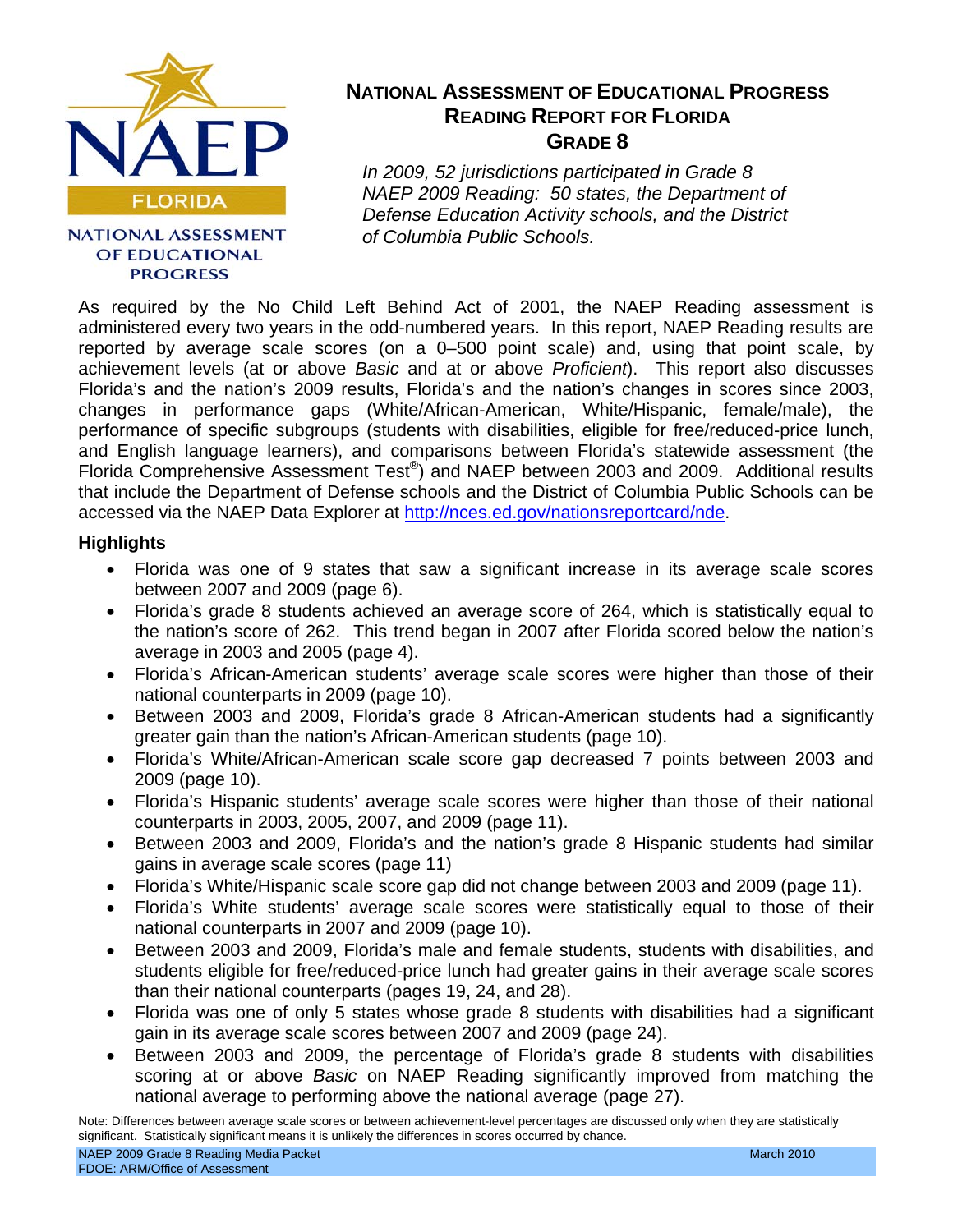# NATIONAL ASSESSMENT OF EDUCATIONAL PROGRESS READING REPORT FOR FLORIDA GRADE 8

*In 2009, 52 jurisdictions participated in Grade 8 NAEP 2009 Reading: 50 states, the Department of Defense Education Activity schools, and the District of Columbia Public Schools.*

As required by the No Child Left Behind Act of 2001, the NAEP Reading assessment is administered every two years in the odd-numbered years. In this report, NAEP Reading results are reported by average scale scores (on a 0–500 point scale) and, using that point scale, by achievement levels (at or above *Basic* and at or above *Proficient*). This report also discusses Florida's and the nation's 2009 results, Florida's and the nation's changes in scores since 2003, changes in performance gaps (White/African-American, White/Hispanic, female/male), the performance of specific subgroups (students with disabilities, eligible for free/reduced-price lunch, and English language learners), and comparisons between Florida's statewide assessment (the Florida Comprehensive Assessment Test®) and NAEP between 2003 and 2009. Additional results that include the Department of Defense schools and the District of Columbia Public Schools can be accessed via the NAEP Data Explorer at http://nces.ed.gov/nationsreportcard/nde.

## Highlights

- Florida was one of 9 states that saw a significant increase in its average scale scores between 2007 and 2009 (page 6).
- Florida's grade 8 students achieved an average score of 264, which is statistically equal to the nation's score of 262. This trend began in 2007 after Florida scored below the nation's average in 2003 and 2005 (page 4).
- Florida's African-American students' average scale scores were higher than those of their national counterparts in 2009 (page 10).
- Between 2003 and 2009, Florida's grade 8 African-American students had a significantly greater gain than the nation's African-American students (page 10).
- Florida's White/African-American scale score gap decreased 7 points between 2003 and 2009 (page 10).
- Florida's Hispanic students' average scale scores were higher than those of their national counterparts in 2003, 2005, 2007, and 2009 (page 11).
- Between 2003 and 2009, Florida's and the nation's grade 8 Hispanic students had similar gains in average scale scores (page 11)
- Florida's White/Hispanic scale score gap did not change between 2003 and 2009 (page 11).
- Florida's White students' average scale scores were statistically equal to those of their national counterparts in 2007 and 2009 (page 10).
- Between 2003 and 2009, Florida's male and female students, students with disabilities, and students eligible for free/reduced-price lunch had greater gains in their average scale scores than their national counterparts (pages 19, 24, and 28).
- Florida was one of only 5 states whose grade 8 students with disabilities had a significant gain in its average scale scores between 2007 and 2009 (page 24).
- Between 2003 and 2009, the percentage of Florida's grade 8 students with disabilities scoring at or above *Basic* on NAEP Reading significantly improved from matching the national average to performing above the national average (page 27).

Note: Differences between average scale scores or between achievement-level percentages are discussed only when they are statistically significant. Statistically significant means it is unlikely the differences in scores occurred by chance.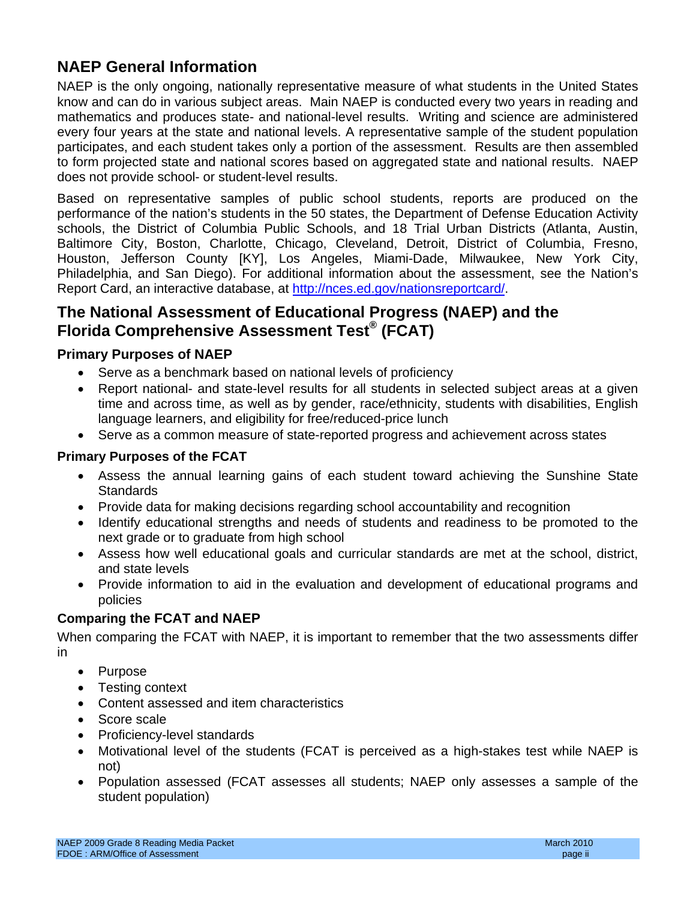## NAEP General Information

NAEP is the only ongoing, nationally representative measure of what students in the United States know and can do in various subject areas. Main NAEP is conducted every two years in reading and mathematics and produces state- and national-level results. Writing and science are administered every four years at the state and national levels. A representative sample of the student population participates, and each student takes only a portion of the assessment. Results are then assembled to form projected state and national scores based on aggregated state and national results. NAEP does not provide school- or student-level results.

Based on representative samples of public school students, reports are produced on the performance of the nation's students in the 50 states, the Department of Defense Education Activity schools, the District of Columbia Public Schools, and 18 Trial Urban Districts (Atlanta, Austin, Baltimore City, Boston, Charlotte, Chicago, Cleveland, Detroit, District of Columbia, Fresno, Houston, Jefferson County [KY], Los Angeles, Miami-Dade, Milwaukee, New York City, Philadelphia, and San Diego). For additional information about the assessment, see the Nation's Report Card, an interactive database, at http://nces.ed.gov/nationsreportcard/.

## The National Assessment of Educational Progress (NAEP) and the Florida Comprehensive Assessment Test® (FCAT)

### Primary Purposes of NAEP

- Serve as a benchmark based on national levels of proficiency
- Report national- and state-level results for all students in selected subject areas at a given time and across time, as well as by gender, race/ethnicity, students with disabilities, English language learners, and eligibility for free/reduced-price lunch
- Serve as a common measure of state-reported progress and achievement across states

### Primary Purposes of the FCAT

- Assess the annual learning gains of each student toward achieving the Sunshine State Standards
- Provide data for making decisions regarding school accountability and recognition
- Identify educational strengths and needs of students and readiness to be promoted to the next grade or to graduate from high school
- Assess how well educational goals and curricular standards are met at the school, district, and state levels
- Provide information to aid in the evaluation and development of educational programs and policies

### Comparing the FCAT and NAEP

When comparing the FCAT with NAEP, it is important to remember that the two assessments differ in

- Purpose
- Testing context
- Content assessed and item characteristics
- Score scale
- Proficiency-level standards
- Motivational level of the students (FCAT is perceived as a high-stakes test while NAEP is not)
- Population assessed (FCAT assesses all students; NAEP only assesses a sample of the student population)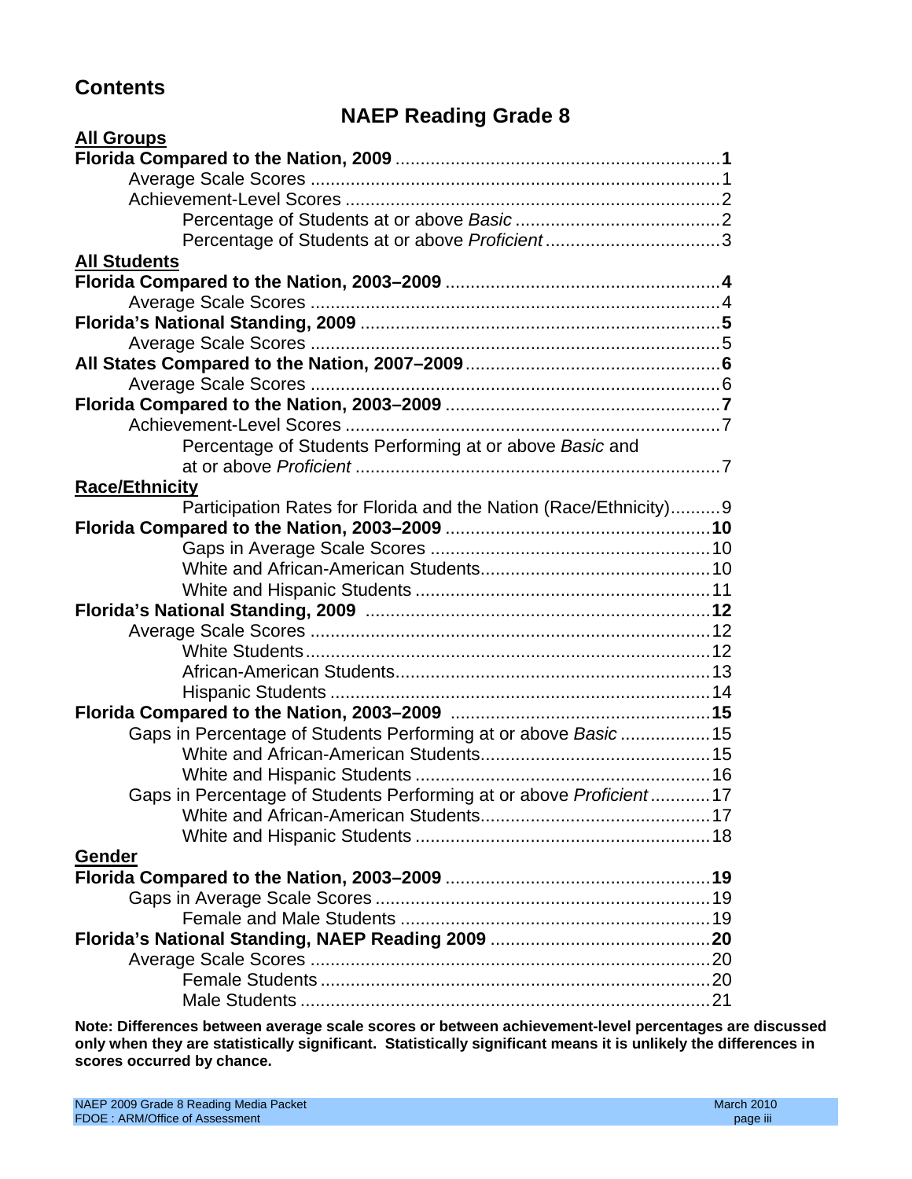## Contents

# NAEP Reading Grade 8

**All Groups**

**Florida Compared to the Nation, 2009** ........ **1**
- Average Scale Scores ........ 1
- Achievement-Level Scores ........ 2
  - Percentage of Students at or above *Basic* ........ 2
  - Percentage of Students at or above *Proficient* ........ 3

**All Students**

**Florida Compared to the Nation, 2003–2009** ........ **4**
- Average Scale Scores ........ 4

**Florida's National Standing, 2009** ........ **5**
- Average Scale Scores ........ 5

**All States Compared to the Nation, 2007–2009** ........ **6**
- Average Scale Scores ........ 6

**Florida Compared to the Nation, 2003–2009** ........ **7**
- Achievement-Level Scores ........ 7
  - Percentage of Students Performing at or above *Basic* and at or above *Proficient* ........ 7

**Race/Ethnicity**

- Participation Rates for Florida and the Nation (Race/Ethnicity) ........ 9

**Florida Compared to the Nation, 2003–2009** ........ **10**
- Gaps in Average Scale Scores ........ 10
  - White and African-American Students ........ 10
  - White and Hispanic Students ........ 11

**Florida's National Standing, 2009** ........ **12**
- Average Scale Scores ........ 12
  - White Students ........ 12
  - African-American Students ........ 13
  - Hispanic Students ........ 14

**Florida Compared to the Nation, 2003–2009** ........ **15**
- Gaps in Percentage of Students Performing at or above *Basic* ........ 15
  - White and African-American Students ........ 15
  - White and Hispanic Students ........ 16
- Gaps in Percentage of Students Performing at or above *Proficient* ........ 17
  - White and African-American Students ........ 17
  - White and Hispanic Students ........ 18

**Gender**

**Florida Compared to the Nation, 2003–2009** ........ **19**
- Gaps in Average Scale Scores ........ 19
  - Female and Male Students ........ 19

**Florida's National Standing, NAEP Reading 2009** ........ **20**
- Average Scale Scores ........ 20
  - Female Students ........ 20
  - Male Students ........ 21

**Note: Differences between average scale scores or between achievement-level percentages are discussed only when they are statistically significant. Statistically significant means it is unlikely the differences in scores occurred by chance.**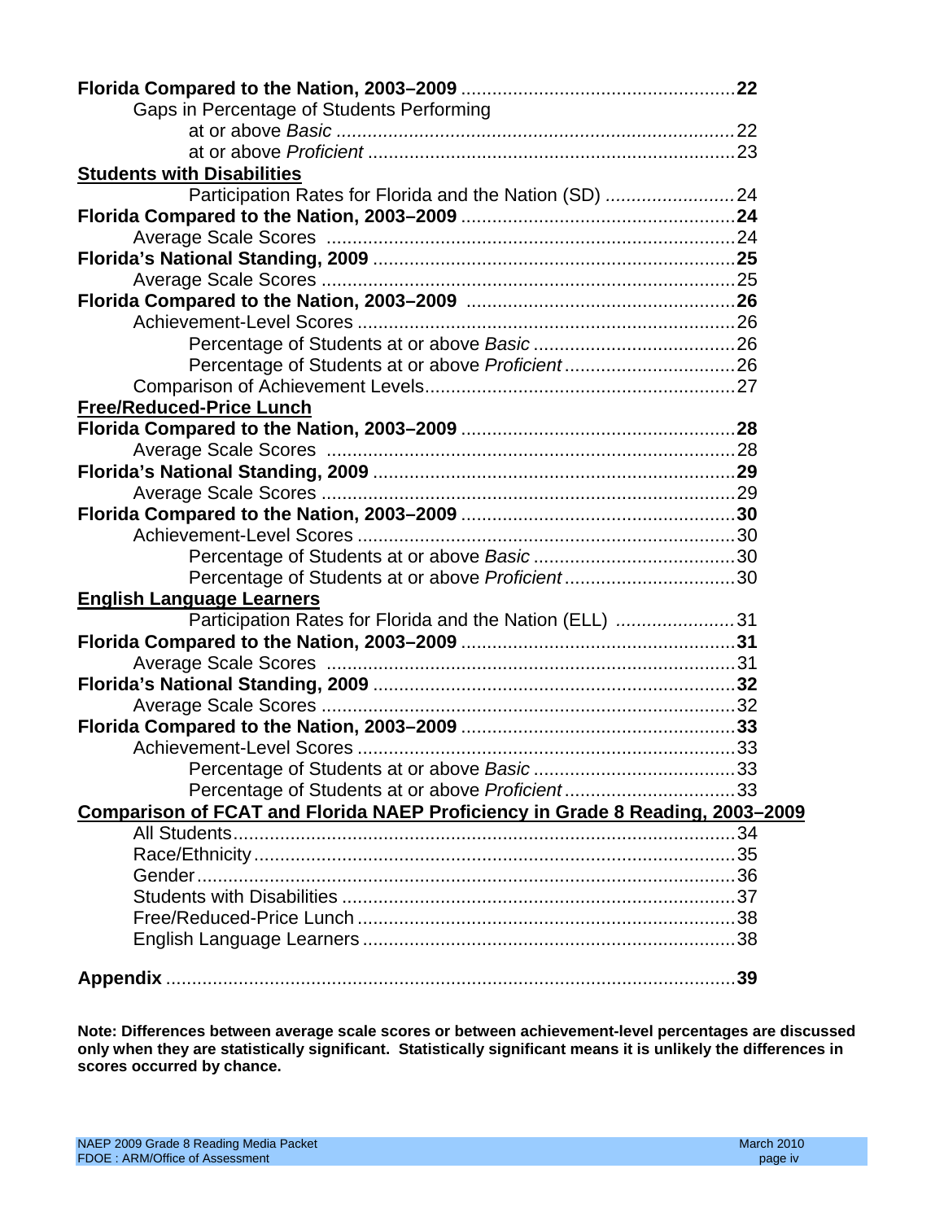**Florida Compared to the Nation, 2003–2009** .................................................... **22**

Gaps in Percentage of Students Performing

at or above *Basic* ............................................................................ 22

at or above *Proficient* ...................................................................... 23

**Students with Disabilities**

Participation Rates for Florida and the Nation (SD) ........................ 24

**Florida Compared to the Nation, 2003–2009** .................................................... **24**

Average Scale Scores .............................................................................. 24

**Florida's National Standing, 2009** ..................................................................... **25**

Average Scale Scores ............................................................................... 25

**Florida Compared to the Nation, 2003–2009** .................................................... **26**

Achievement-Level Scores ........................................................................ 26

Percentage of Students at or above *Basic* ....................................... 26

Percentage of Students at or above *Proficient* ................................. 26

Comparison of Achievement Levels........................................................... 27

**Free/Reduced-Price Lunch**

**Florida Compared to the Nation, 2003–2009** .................................................... **28**

Average Scale Scores .............................................................................. 28

**Florida's National Standing, 2009** ..................................................................... **29**

Average Scale Scores ............................................................................... 29

**Florida Compared to the Nation, 2003–2009** .................................................... **30**

Achievement-Level Scores ........................................................................ 30

Percentage of Students at or above *Basic* ....................................... 30

Percentage of Students at or above *Proficient* ................................. 30

**English Language Learners**

Participation Rates for Florida and the Nation (ELL) ...................... 31

**Florida Compared to the Nation, 2003–2009** .................................................... **31**

Average Scale Scores .............................................................................. 31

**Florida's National Standing, 2009** ..................................................................... **32**

Average Scale Scores ............................................................................... 32

**Florida Compared to the Nation, 2003–2009** .................................................... **33**

Achievement-Level Scores ........................................................................ 33

Percentage of Students at or above *Basic* ....................................... 33

Percentage of Students at or above *Proficient* ................................. 33

**Comparison of FCAT and Florida NAEP Proficiency in Grade 8 Reading, 2003–2009**

All Students................................................................................................ 34

Race/Ethnicity ............................................................................................ 35

Gender....................................................................................................... 36

Students with Disabilities ........................................................................... 37

Free/Reduced-Price Lunch ......................................................................... 38

English Language Learners ........................................................................ 38

**Appendix** .............................................................................................................. **39**

**Note: Differences between average scale scores or between achievement-level percentages are discussed only when they are statistically significant. Statistically significant means it is unlikely the differences in scores occurred by chance.**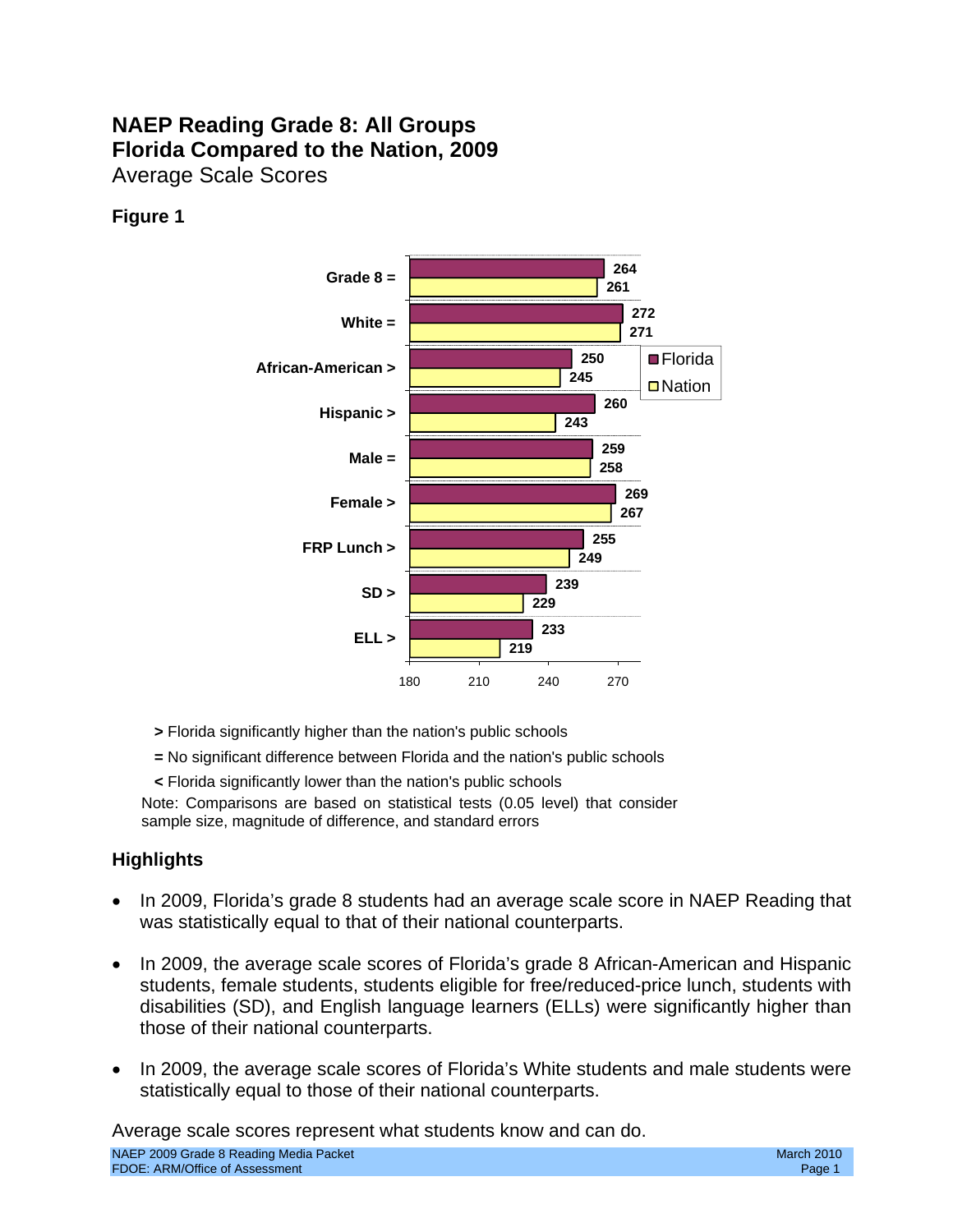# NAEP Reading Grade 8: All Groups
# Florida Compared to the Nation, 2009

Average Scale Scores

## Figure 1

| Group | Florida | Nation |
|---|---|---|
| Grade 8 = | 264 | 261 |
| White = | 272 | 271 |
| African-American > | 250 | 245 |
| Hispanic > | 260 | 243 |
| Male = | 259 | 258 |
| Female > | 269 | 267 |
| FRP Lunch > | 255 | 249 |
| SD > | 239 | 229 |
| ELL > | 233 | 219 |

**>** Florida significantly higher than the nation's public schools

**=** No significant difference between Florida and the nation's public schools

**<** Florida significantly lower than the nation's public schools

Note: Comparisons are based on statistical tests (0.05 level) that consider sample size, magnitude of difference, and standard errors

## Highlights

- In 2009, Florida's grade 8 students had an average scale score in NAEP Reading that was statistically equal to that of their national counterparts.
- In 2009, the average scale scores of Florida's grade 8 African-American and Hispanic students, female students, students eligible for free/reduced-price lunch, students with disabilities (SD), and English language learners (ELLs) were significantly higher than those of their national counterparts.
- In 2009, the average scale scores of Florida's White students and male students were statistically equal to those of their national counterparts.

Average scale scores represent what students know and can do.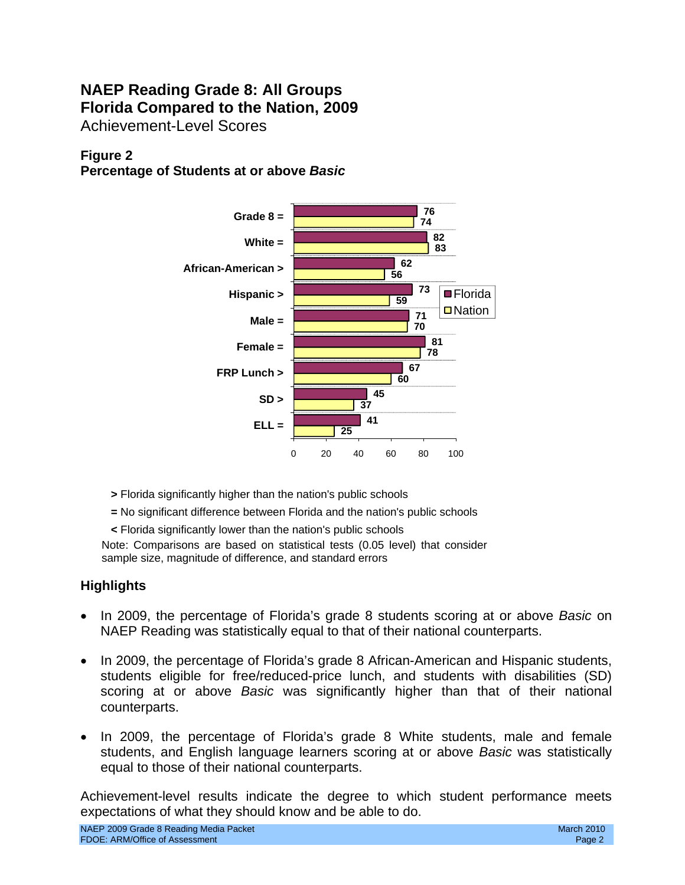# NAEP Reading Grade 8: All Groups
# Florida Compared to the Nation, 2009

Achievement-Level Scores

### Figure 2
### Percentage of Students at or above *Basic*

| Group | Florida | Nation |
|---|---|---|
| Grade 8 = | 76 | 74 |
| White = | 82 | 83 |
| African-American > | 62 | 56 |
| Hispanic > | 73 | 59 |
| Male = | 71 | 70 |
| Female = | 81 | 78 |
| FRP Lunch > | 67 | 60 |
| SD > | 45 | 37 |
| ELL = | 41 | 25 |

**>** Florida significantly higher than the nation's public schools

**=** No significant difference between Florida and the nation's public schools

**<** Florida significantly lower than the nation's public schools

Note: Comparisons are based on statistical tests (0.05 level) that consider sample size, magnitude of difference, and standard errors

### Highlights

- In 2009, the percentage of Florida's grade 8 students scoring at or above *Basic* on NAEP Reading was statistically equal to that of their national counterparts.
- In 2009, the percentage of Florida's grade 8 African-American and Hispanic students, students eligible for free/reduced-price lunch, and students with disabilities (SD) scoring at or above *Basic* was significantly higher than that of their national counterparts.
- In 2009, the percentage of Florida's grade 8 White students, male and female students, and English language learners scoring at or above *Basic* was statistically equal to those of their national counterparts.

Achievement-level results indicate the degree to which student performance meets expectations of what they should know and be able to do.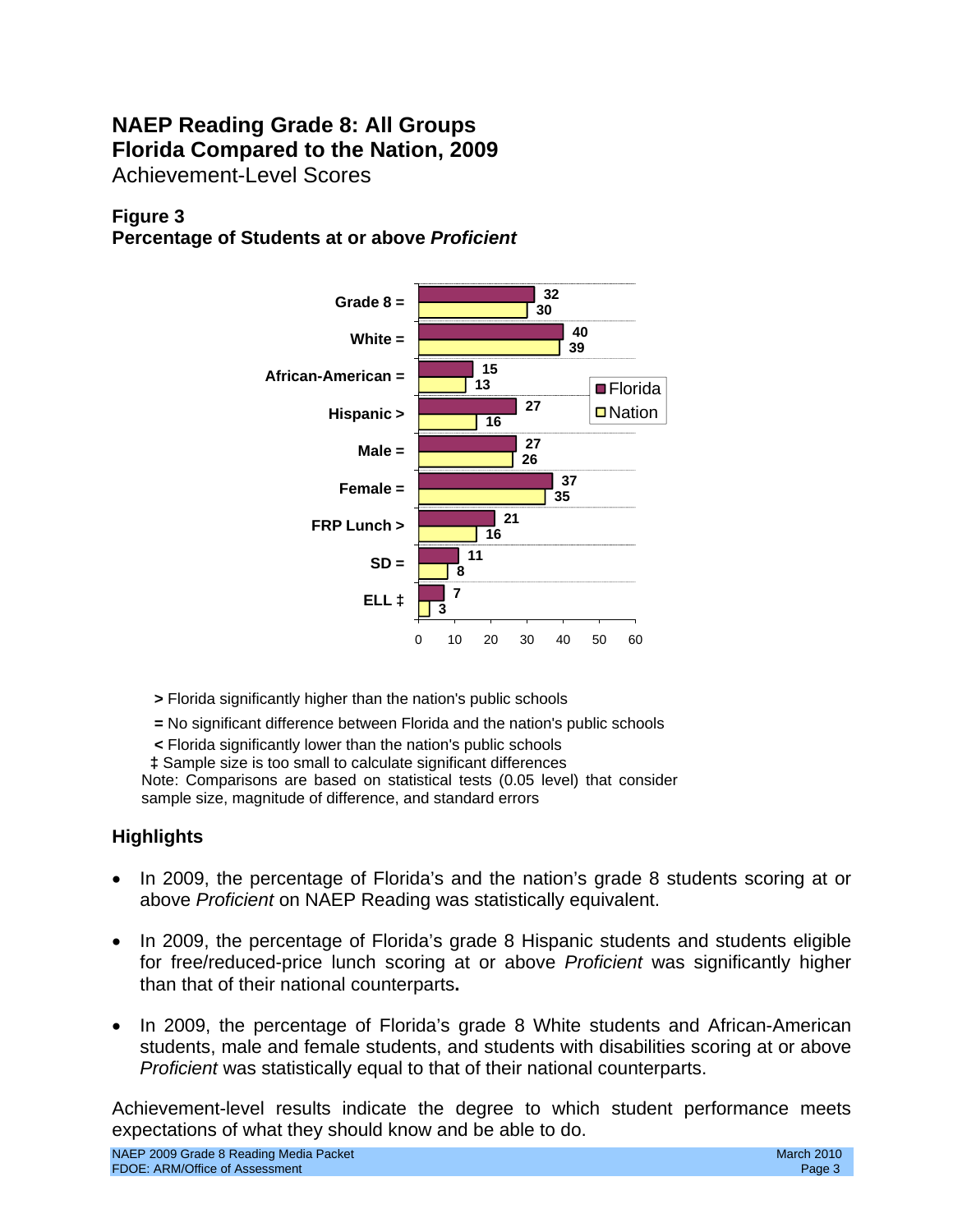# NAEP Reading Grade 8: All Groups
# Florida Compared to the Nation, 2009

Achievement-Level Scores

### Figure 3
### Percentage of Students at or above *Proficient*

| Group | Florida | Nation |
|---|---|---|
| Grade 8 = | 32 | 30 |
| White = | 40 | 39 |
| African-American = | 15 | 13 |
| Hispanic > | 27 | 16 |
| Male = | 27 | 26 |
| Female = | 37 | 35 |
| FRP Lunch > | 21 | 16 |
| SD = | 11 | 8 |
| ELL ‡ | 7 | 3 |

**>** Florida significantly higher than the nation's public schools

**=** No significant difference between Florida and the nation's public schools

**<** Florida significantly lower than the nation's public schools

‡ Sample size is too small to calculate significant differences

Note: Comparisons are based on statistical tests (0.05 level) that consider sample size, magnitude of difference, and standard errors

### Highlights

- In 2009, the percentage of Florida's and the nation's grade 8 students scoring at or above *Proficient* on NAEP Reading was statistically equivalent.
- In 2009, the percentage of Florida's grade 8 Hispanic students and students eligible for free/reduced-price lunch scoring at or above *Proficient* was significantly higher than that of their national counterparts**.**
- In 2009, the percentage of Florida's grade 8 White students and African-American students, male and female students, and students with disabilities scoring at or above *Proficient* was statistically equal to that of their national counterparts.

Achievement-level results indicate the degree to which student performance meets expectations of what they should know and be able to do.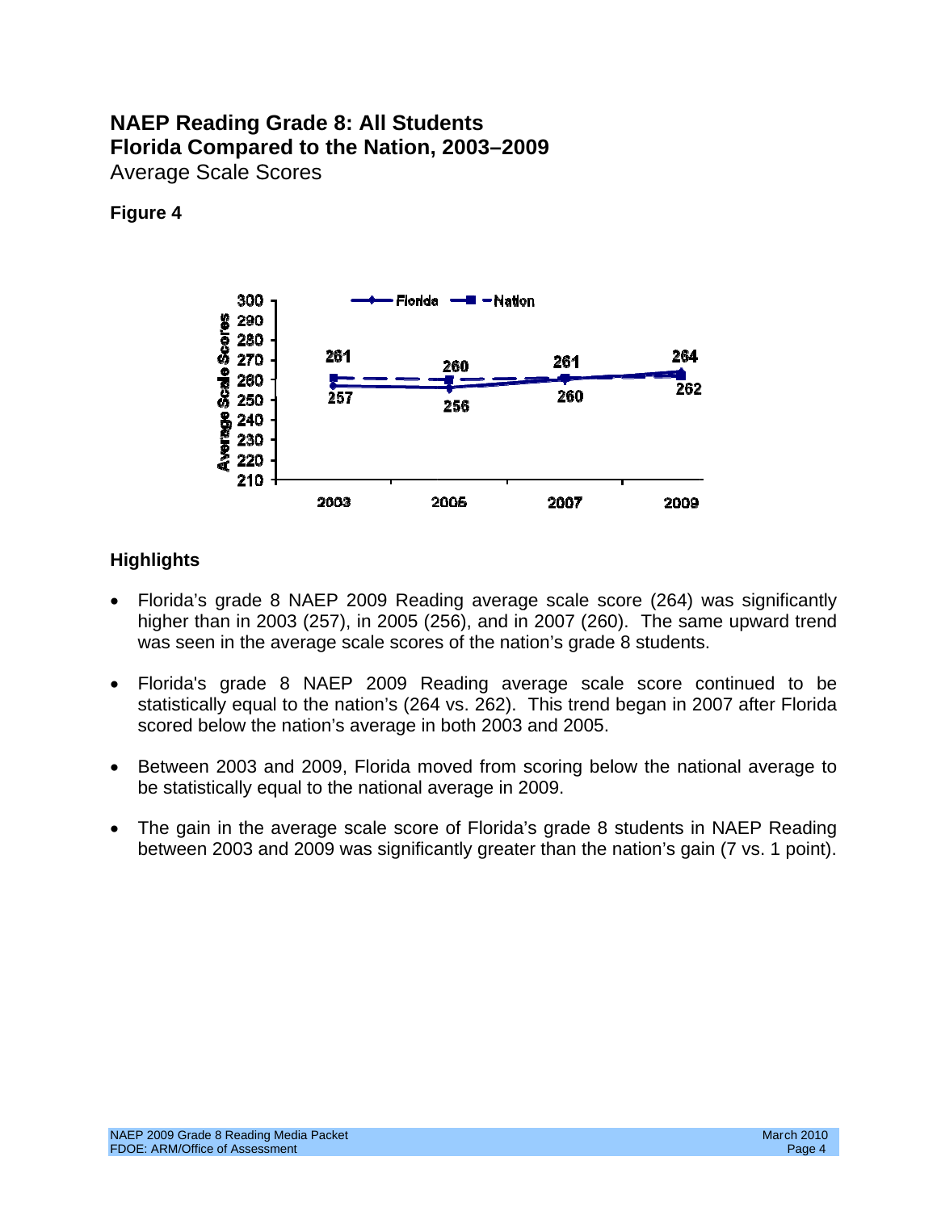## NAEP Reading Grade 8: All Students
## Florida Compared to the Nation, 2003–2009

Average Scale Scores

**Figure 4**

| | 2003 | 2005 | 2007 | 2009 |
|---|---|---|---|---|
| Florida | 257 | 256 | 260 | 264 |
| Nation | 261 | 260 | 261 | 262 |

### Highlights

- Florida's grade 8 NAEP 2009 Reading average scale score (264) was significantly higher than in 2003 (257), in 2005 (256), and in 2007 (260). The same upward trend was seen in the average scale scores of the nation's grade 8 students.
- Florida's grade 8 NAEP 2009 Reading average scale score continued to be statistically equal to the nation's (264 vs. 262). This trend began in 2007 after Florida scored below the nation's average in both 2003 and 2005.
- Between 2003 and 2009, Florida moved from scoring below the national average to be statistically equal to the national average in 2009.
- The gain in the average scale score of Florida's grade 8 students in NAEP Reading between 2003 and 2009 was significantly greater than the nation's gain (7 vs. 1 point).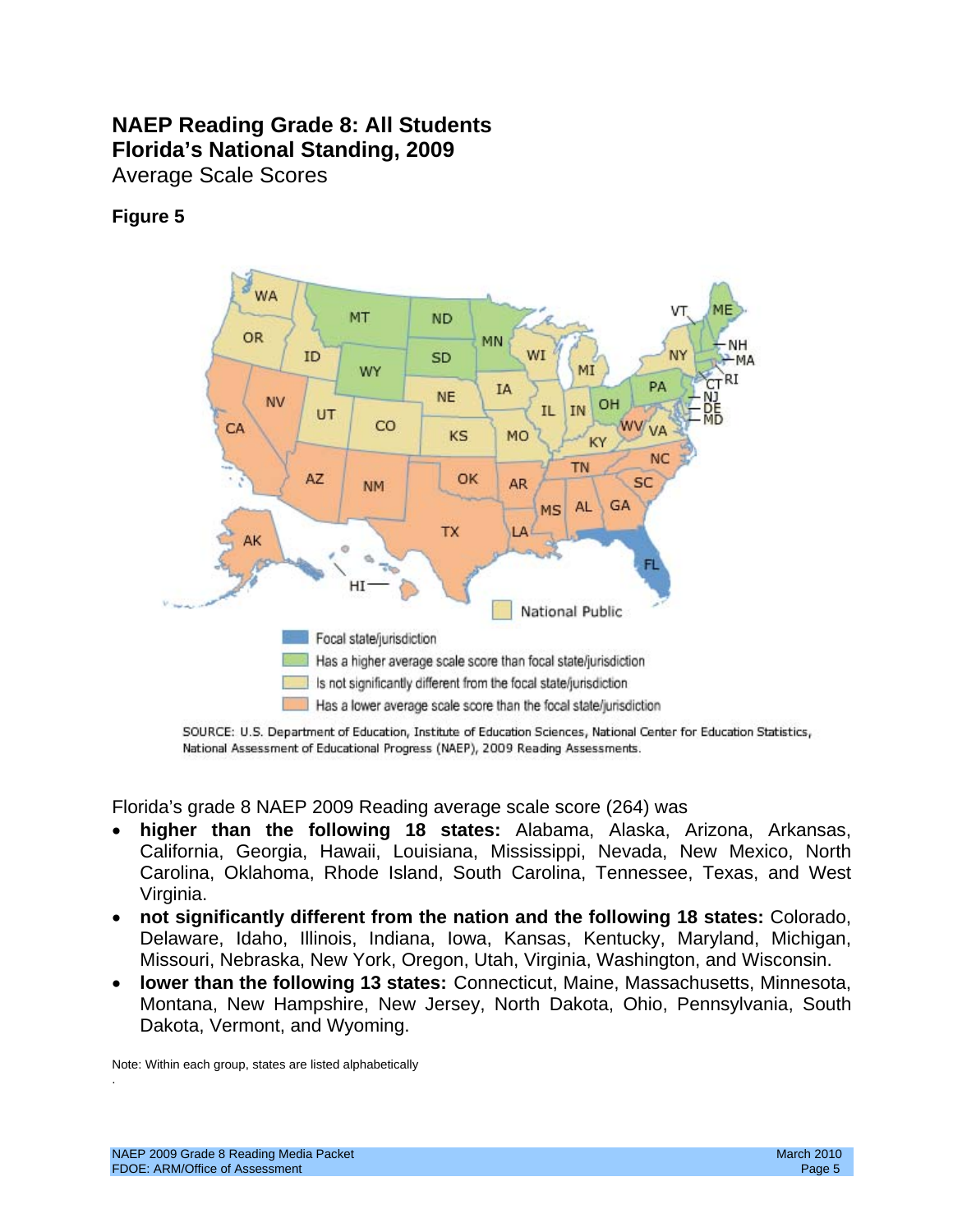## NAEP Reading Grade 8: All Students
## Florida's National Standing, 2009

Average Scale Scores

**Figure 5**

National Public

- Focal state/jurisdiction
- Has a higher average scale score than focal state/jurisdiction
- Is not significantly different from the focal state/jurisdiction
- Has a lower average scale score than the focal state/jurisdiction

SOURCE: U.S. Department of Education, Institute of Education Sciences, National Center for Education Statistics, National Assessment of Educational Progress (NAEP), 2009 Reading Assessments.

Florida's grade 8 NAEP 2009 Reading average scale score (264) was

- **higher than the following 18 states:** Alabama, Alaska, Arizona, Arkansas, California, Georgia, Hawaii, Louisiana, Mississippi, Nevada, New Mexico, North Carolina, Oklahoma, Rhode Island, South Carolina, Tennessee, Texas, and West Virginia.
- **not significantly different from the nation and the following 18 states:** Colorado, Delaware, Idaho, Illinois, Indiana, Iowa, Kansas, Kentucky, Maryland, Michigan, Missouri, Nebraska, New York, Oregon, Utah, Virginia, Washington, and Wisconsin.
- **lower than the following 13 states:** Connecticut, Maine, Massachusetts, Minnesota, Montana, New Hampshire, New Jersey, North Dakota, Ohio, Pennsylvania, South Dakota, Vermont, and Wyoming.

Note: Within each group, states are listed alphabetically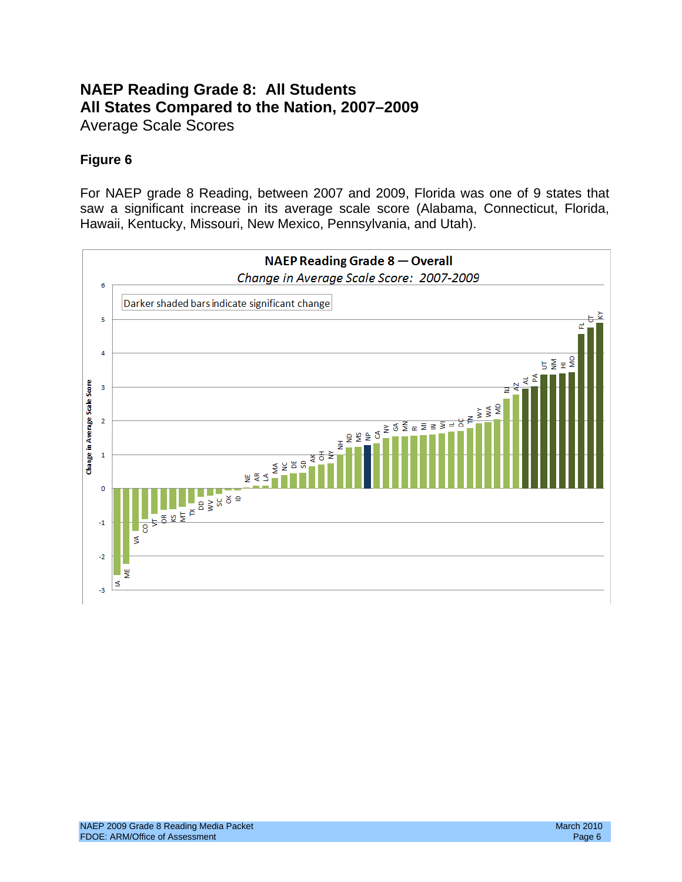# NAEP Reading Grade 8: All Students
# All States Compared to the Nation, 2007–2009

Average Scale Scores

### Figure 6

For NAEP grade 8 Reading, between 2007 and 2009, Florida was one of 9 states that saw a significant increase in its average scale score (Alabama, Connecticut, Florida, Hawaii, Kentucky, Missouri, New Mexico, Pennsylvania, and Utah).

**NAEP Reading Grade 8 — Overall**

*Change in Average Scale Score: 2007-2009*

Darker shaded bars indicate significant change

Change in Average Scale Score

6
5
4
3
2
1
0
-1
-2
-3

IA, ME, VA, CO, VT, OR, KS, MT, TX, DD, WV, SC, OK, ID, NE, AR, LA, MA, NC, DE, SD, AK, OH, NY, NH, ND, MS, NP, CA, NV, GA, MN, RI, MI, IN, WI, IL, DC, TN, WY, WA, MD, NJ, AZ, AL, PA, UT, NM, HI, MO, FL, CT, KY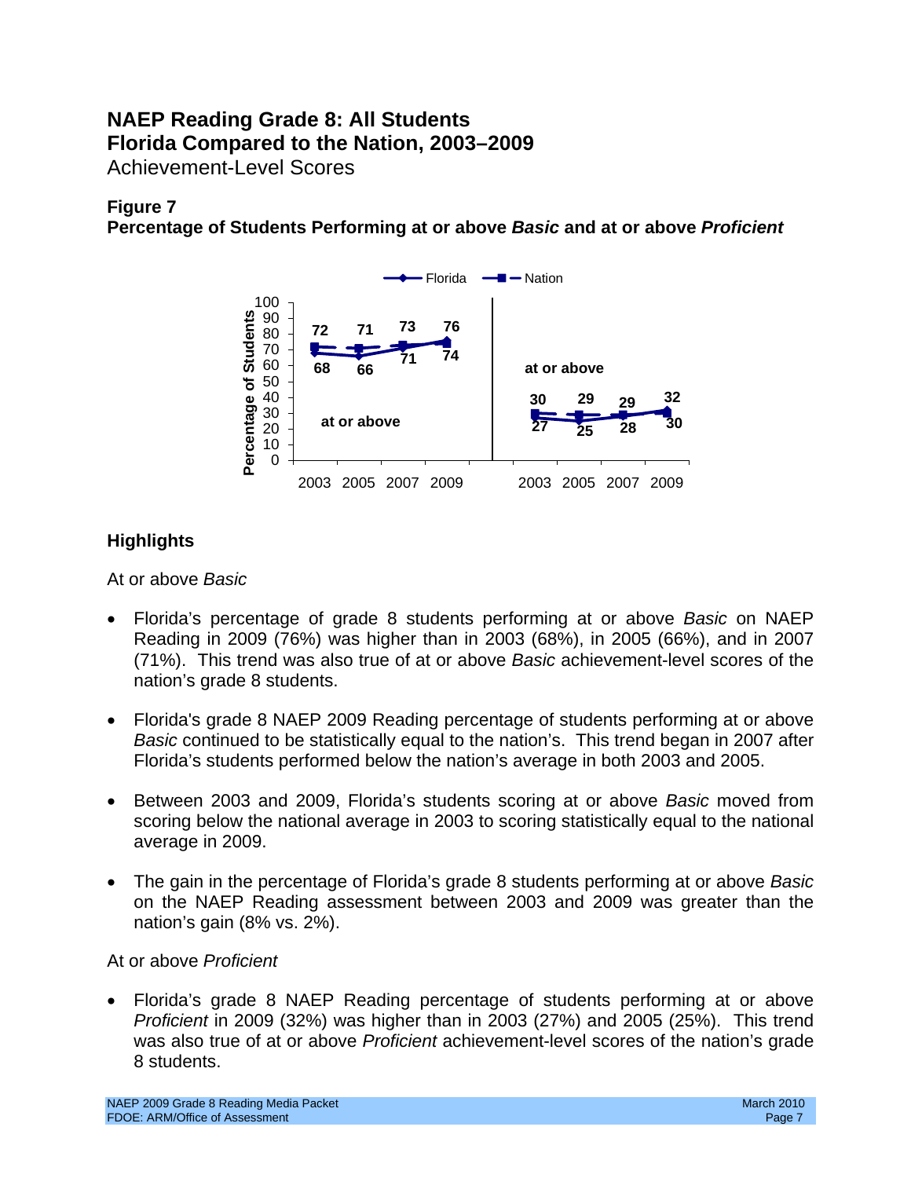# NAEP Reading Grade 8: All Students
# Florida Compared to the Nation, 2003–2009

Achievement-Level Scores

**Figure 7**
**Percentage of Students Performing at or above *Basic* and at or above *Proficient***

| | at or above *Basic* | | | | at or above *Proficient* | | | |
|---|---|---|---|---|---|---|---|---|
| | 2003 | 2005 | 2007 | 2009 | 2003 | 2005 | 2007 | 2009 |
| Florida | 68 | 66 | 71 | 76 | 27 | 25 | 28 | 32 |
| Nation | 72 | 71 | 73 | 74 | 30 | 29 | 29 | 30 |

## Highlights

At or above *Basic*

- Florida's percentage of grade 8 students performing at or above *Basic* on NAEP Reading in 2009 (76%) was higher than in 2003 (68%), in 2005 (66%), and in 2007 (71%). This trend was also true of at or above *Basic* achievement-level scores of the nation's grade 8 students.
- Florida's grade 8 NAEP 2009 Reading percentage of students performing at or above *Basic* continued to be statistically equal to the nation's. This trend began in 2007 after Florida's students performed below the nation's average in both 2003 and 2005.
- Between 2003 and 2009, Florida's students scoring at or above *Basic* moved from scoring below the national average in 2003 to scoring statistically equal to the national average in 2009.
- The gain in the percentage of Florida's grade 8 students performing at or above *Basic* on the NAEP Reading assessment between 2003 and 2009 was greater than the nation's gain (8% vs. 2%).

At or above *Proficient*

- Florida's grade 8 NAEP Reading percentage of students performing at or above *Proficient* in 2009 (32%) was higher than in 2003 (27%) and 2005 (25%). This trend was also true of at or above *Proficient* achievement-level scores of the nation's grade 8 students.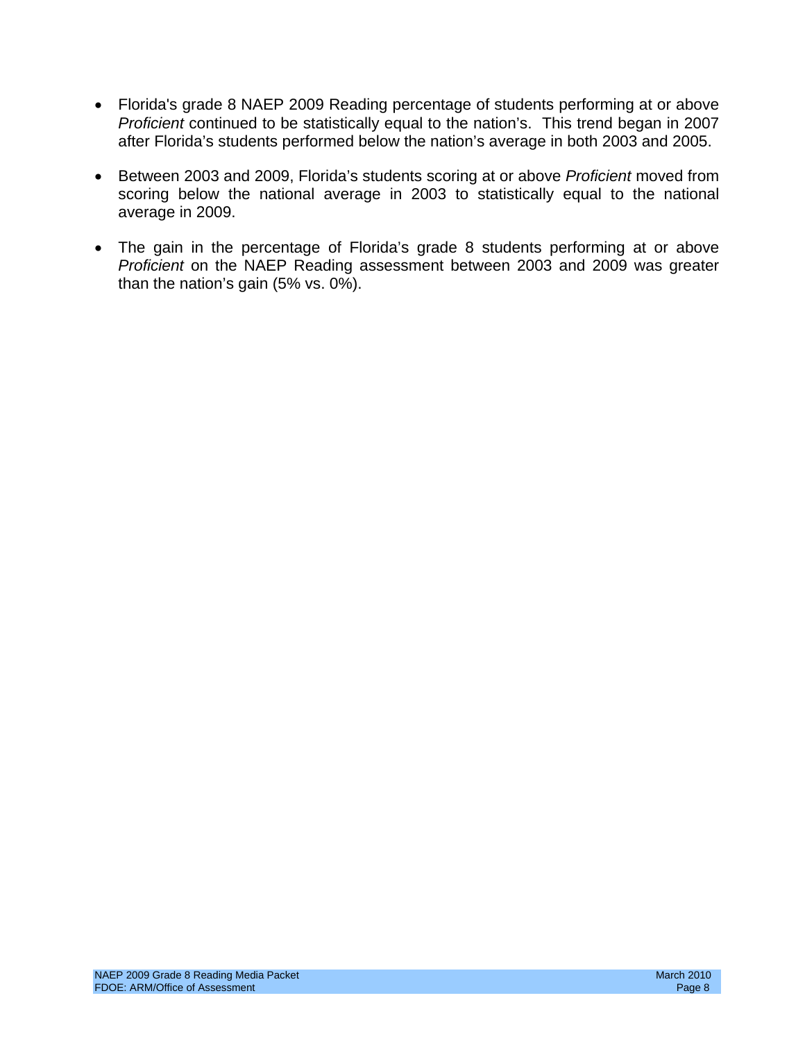- Florida's grade 8 NAEP 2009 Reading percentage of students performing at or above *Proficient* continued to be statistically equal to the nation's. This trend began in 2007 after Florida's students performed below the nation's average in both 2003 and 2005.
- Between 2003 and 2009, Florida's students scoring at or above *Proficient* moved from scoring below the national average in 2003 to statistically equal to the national average in 2009.
- The gain in the percentage of Florida's grade 8 students performing at or above *Proficient* on the NAEP Reading assessment between 2003 and 2009 was greater than the nation's gain (5% vs. 0%).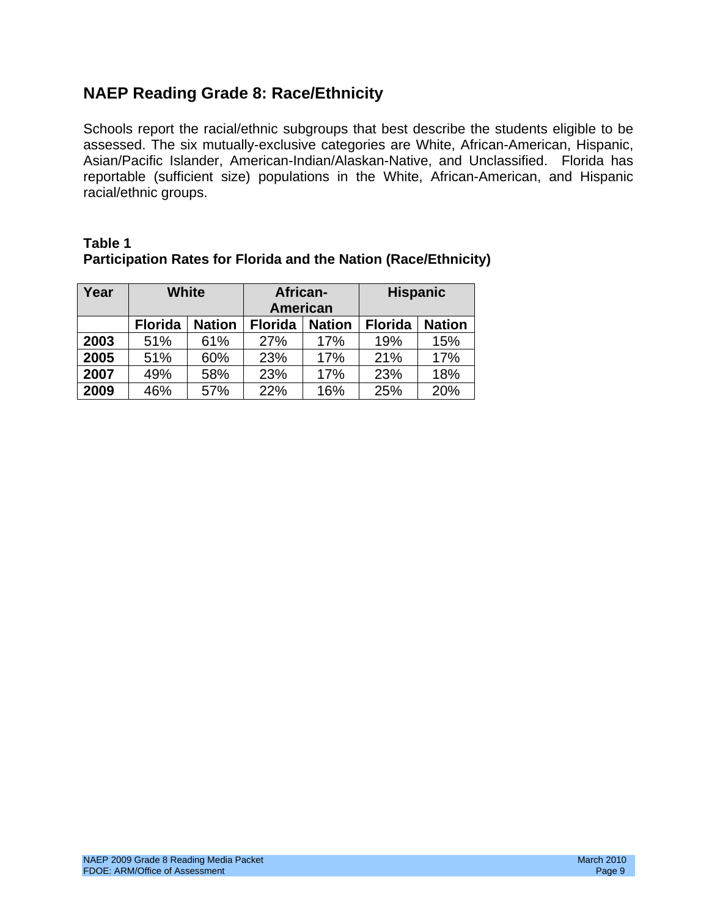## NAEP Reading Grade 8: Race/Ethnicity

Schools report the racial/ethnic subgroups that best describe the students eligible to be assessed. The six mutually-exclusive categories are White, African-American, Hispanic, Asian/Pacific Islander, American-Indian/Alaskan-Native, and Unclassified. Florida has reportable (sufficient size) populations in the White, African-American, and Hispanic racial/ethnic groups.

**Table 1**
**Participation Rates for Florida and the Nation (Race/Ethnicity)**

| Year | White | | African-American | | Hispanic | |
|---|---|---|---|---|---|---|
| | Florida | Nation | Florida | Nation | Florida | Nation |
| 2003 | 51% | 61% | 27% | 17% | 19% | 15% |
| 2005 | 51% | 60% | 23% | 17% | 21% | 17% |
| 2007 | 49% | 58% | 23% | 17% | 23% | 18% |
| 2009 | 46% | 57% | 22% | 16% | 25% | 20% |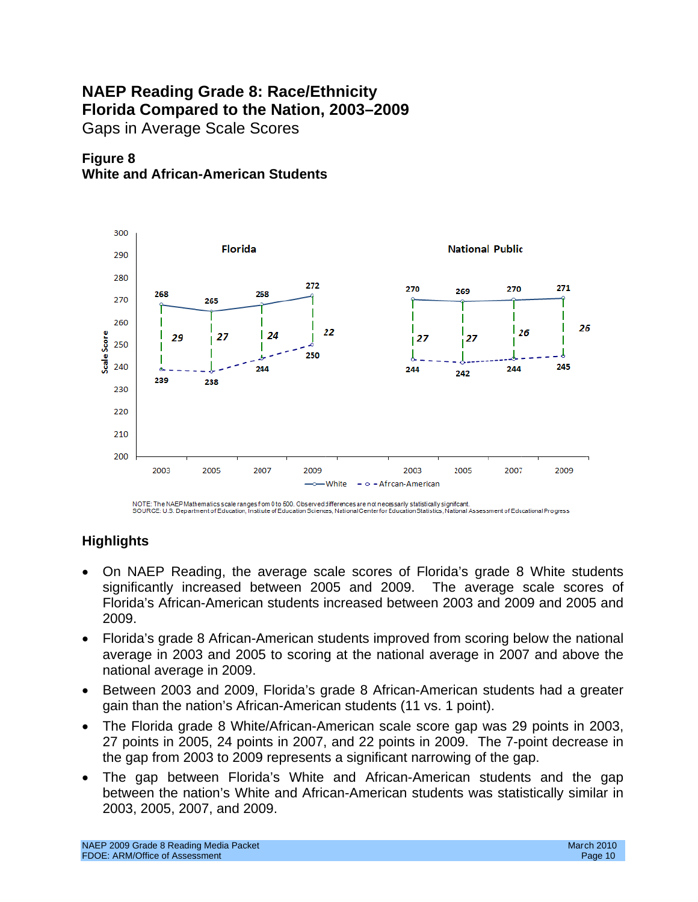# NAEP Reading Grade 8: Race/Ethnicity
# Florida Compared to the Nation, 2003–2009

Gaps in Average Scale Scores

### Figure 8
### White and African-American Students

NOTE: The NAEP Mathematics scale ranges from 0 to 500. Observed differences are not necessarily statistically significant.
SOURCE: U.S. Department of Education, Institute of Education Sciences, National Center for Education Statistics, National Assessment of Educational Progress

## Highlights

- On NAEP Reading, the average scale scores of Florida's grade 8 White students significantly increased between 2005 and 2009. The average scale scores of Florida's African-American students increased between 2003 and 2009 and 2005 and 2009.
- Florida's grade 8 African-American students improved from scoring below the national average in 2003 and 2005 to scoring at the national average in 2007 and above the national average in 2009.
- Between 2003 and 2009, Florida's grade 8 African-American students had a greater gain than the nation's African-American students (11 vs. 1 point).
- The Florida grade 8 White/African-American scale score gap was 29 points in 2003, 27 points in 2005, 24 points in 2007, and 22 points in 2009. The 7-point decrease in the gap from 2003 to 2009 represents a significant narrowing of the gap.
- The gap between Florida's White and African-American students and the gap between the nation's White and African-American students was statistically similar in 2003, 2005, 2007, and 2009.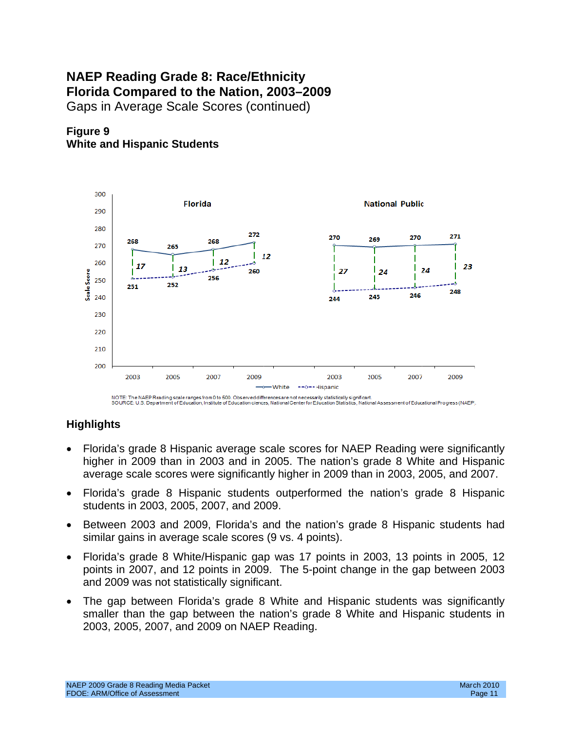# NAEP Reading Grade 8: Race/Ethnicity
# Florida Compared to the Nation, 2003–2009

Gaps in Average Scale Scores (continued)

**Figure 9**
**White and Hispanic Students**

| | Florida 2003 | Florida 2005 | Florida 2007 | Florida 2009 | National Public 2003 | National Public 2005 | National Public 2007 | National Public 2009 |
|---|---|---|---|---|---|---|---|---|
| White | 268 | 265 | 268 | 272 | 270 | 269 | 270 | 271 |
| Hispanic | 251 | 252 | 256 | 260 | 244 | 245 | 246 | 248 |
| Gap | 17 | 13 | 12 | 12 | 27 | 24 | 24 | 23 |

NOTE: The NAEP Reading scale ranges from 0 to 500. Observed differences are not necessarily statistically significant.
SOURCE: U.S. Department of Education, Institute of Education Sciences, National Center for Education Statistics, National Assessment of Educational Progress (NAEP).

## Highlights

- Florida's grade 8 Hispanic average scale scores for NAEP Reading were significantly higher in 2009 than in 2003 and in 2005. The nation's grade 8 White and Hispanic average scale scores were significantly higher in 2009 than in 2003, 2005, and 2007.
- Florida's grade 8 Hispanic students outperformed the nation's grade 8 Hispanic students in 2003, 2005, 2007, and 2009.
- Between 2003 and 2009, Florida's and the nation's grade 8 Hispanic students had similar gains in average scale scores (9 vs. 4 points).
- Florida's grade 8 White/Hispanic gap was 17 points in 2003, 13 points in 2005, 12 points in 2007, and 12 points in 2009. The 5-point change in the gap between 2003 and 2009 was not statistically significant.
- The gap between Florida's grade 8 White and Hispanic students was significantly smaller than the gap between the nation's grade 8 White and Hispanic students in 2003, 2005, 2007, and 2009 on NAEP Reading.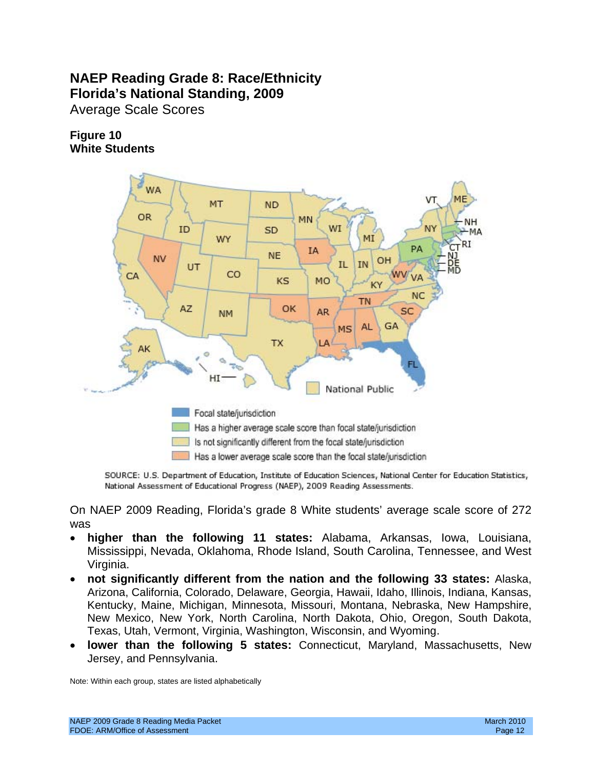# NAEP Reading Grade 8: Race/Ethnicity
# Florida's National Standing, 2009

Average Scale Scores

**Figure 10**
**White Students**

Focal state/jurisdiction
Has a higher average scale score than focal state/jurisdiction
Is not significantly different from the focal state/jurisdiction
Has a lower average scale score than the focal state/jurisdiction

SOURCE: U.S. Department of Education, Institute of Education Sciences, National Center for Education Statistics, National Assessment of Educational Progress (NAEP), 2009 Reading Assessments.

On NAEP 2009 Reading, Florida's grade 8 White students' average scale score of 272 was

- **higher than the following 11 states:** Alabama, Arkansas, Iowa, Louisiana, Mississippi, Nevada, Oklahoma, Rhode Island, South Carolina, Tennessee, and West Virginia.
- **not significantly different from the nation and the following 33 states:** Alaska, Arizona, California, Colorado, Delaware, Georgia, Hawaii, Idaho, Illinois, Indiana, Kansas, Kentucky, Maine, Michigan, Minnesota, Missouri, Montana, Nebraska, New Hampshire, New Mexico, New York, North Carolina, North Dakota, Ohio, Oregon, South Dakota, Texas, Utah, Vermont, Virginia, Washington, Wisconsin, and Wyoming.
- **lower than the following 5 states:** Connecticut, Maryland, Massachusetts, New Jersey, and Pennsylvania.

Note: Within each group, states are listed alphabetically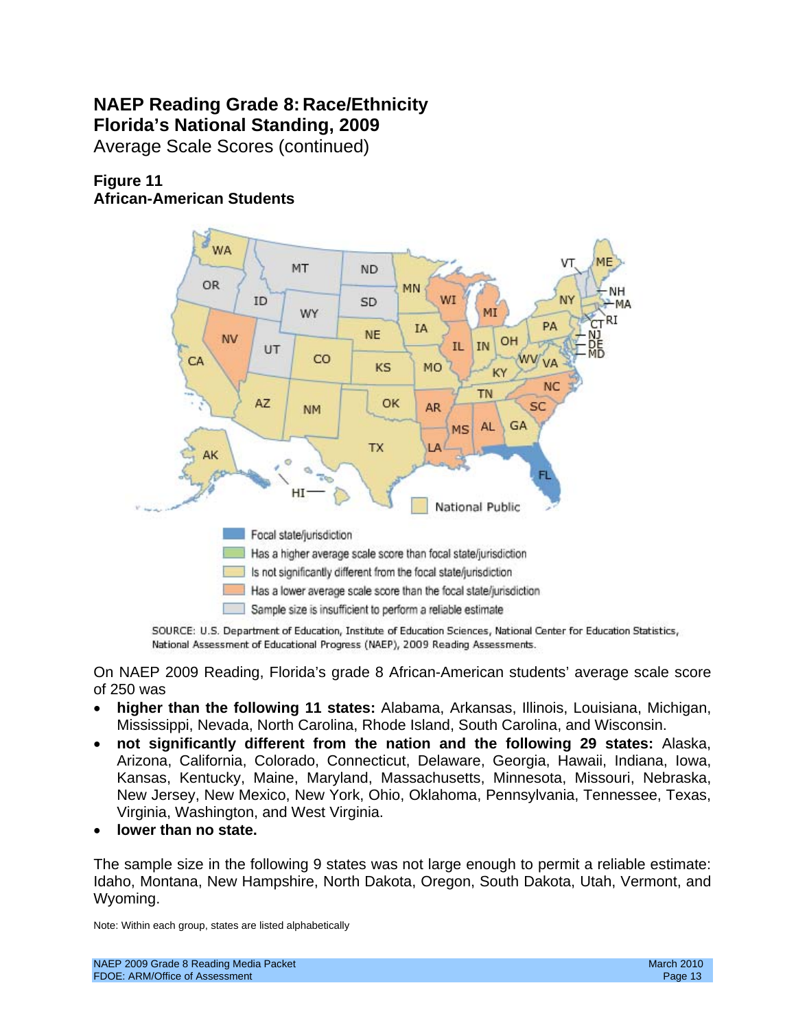# NAEP Reading Grade 8: Race/Ethnicity
# Florida's National Standing, 2009

Average Scale Scores (continued)

**Figure 11**
**African-American Students**

Focal state/jurisdiction

Has a higher average scale score than focal state/jurisdiction

Is not significantly different from the focal state/jurisdiction

Has a lower average scale score than the focal state/jurisdiction

Sample size is insufficient to perform a reliable estimate

National Public

SOURCE: U.S. Department of Education, Institute of Education Sciences, National Center for Education Statistics, National Assessment of Educational Progress (NAEP), 2009 Reading Assessments.

On NAEP 2009 Reading, Florida's grade 8 African-American students' average scale score of 250 was

- **higher than the following 11 states:** Alabama, Arkansas, Illinois, Louisiana, Michigan, Mississippi, Nevada, North Carolina, Rhode Island, South Carolina, and Wisconsin.
- **not significantly different from the nation and the following 29 states:** Alaska, Arizona, California, Colorado, Connecticut, Delaware, Georgia, Hawaii, Indiana, Iowa, Kansas, Kentucky, Maine, Maryland, Massachusetts, Minnesota, Missouri, Nebraska, New Jersey, New Mexico, New York, Ohio, Oklahoma, Pennsylvania, Tennessee, Texas, Virginia, Washington, and West Virginia.
- **lower than no state.**

The sample size in the following 9 states was not large enough to permit a reliable estimate: Idaho, Montana, New Hampshire, North Dakota, Oregon, South Dakota, Utah, Vermont, and Wyoming.

Note: Within each group, states are listed alphabetically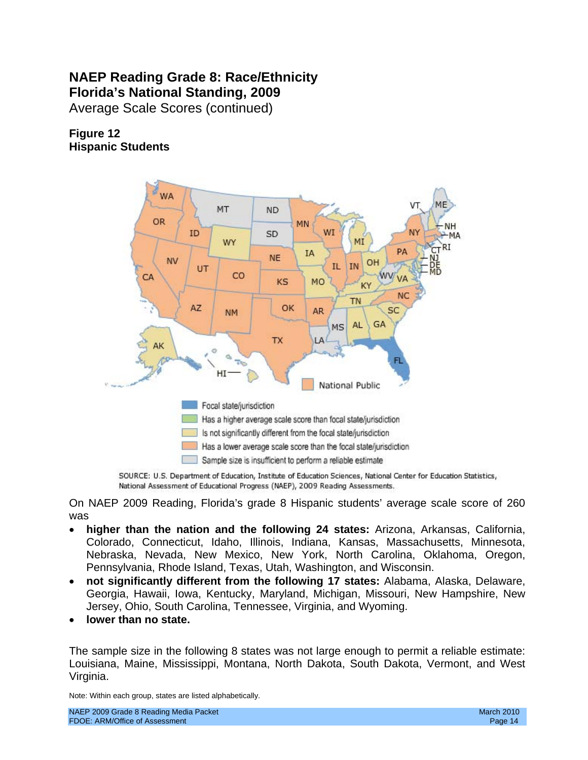# NAEP Reading Grade 8: Race/Ethnicity
# Florida's National Standing, 2009

Average Scale Scores (continued)

**Figure 12**
**Hispanic Students**

- Focal state/jurisdiction
- Has a higher average scale score than focal state/jurisdiction
- Is not significantly different from the focal state/jurisdiction
- Has a lower average scale score than the focal state/jurisdiction
- Sample size is insufficient to perform a reliable estimate

SOURCE: U.S. Department of Education, Institute of Education Sciences, National Center for Education Statistics, National Assessment of Educational Progress (NAEP), 2009 Reading Assessments.

On NAEP 2009 Reading, Florida's grade 8 Hispanic students' average scale score of 260 was

- **higher than the nation and the following 24 states:** Arizona, Arkansas, California, Colorado, Connecticut, Idaho, Illinois, Indiana, Kansas, Massachusetts, Minnesota, Nebraska, Nevada, New Mexico, New York, North Carolina, Oklahoma, Oregon, Pennsylvania, Rhode Island, Texas, Utah, Washington, and Wisconsin.
- **not significantly different from the following 17 states:** Alabama, Alaska, Delaware, Georgia, Hawaii, Iowa, Kentucky, Maryland, Michigan, Missouri, New Hampshire, New Jersey, Ohio, South Carolina, Tennessee, Virginia, and Wyoming.
- **lower than no state.**

The sample size in the following 8 states was not large enough to permit a reliable estimate: Louisiana, Maine, Mississippi, Montana, North Dakota, South Dakota, Vermont, and West Virginia.

Note: Within each group, states are listed alphabetically.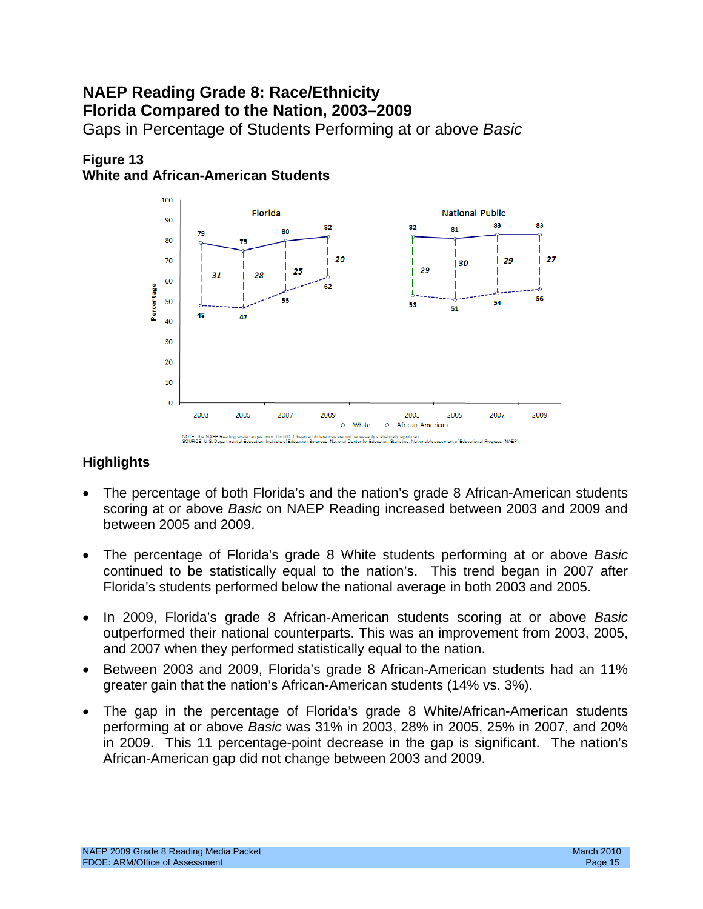# NAEP Reading Grade 8: Race/Ethnicity
# Florida Compared to the Nation, 2003–2009

Gaps in Percentage of Students Performing at or above *Basic*

### Figure 13
### White and African-American Students

| | Florida 2003 | Florida 2005 | Florida 2007 | Florida 2009 | National Public 2003 | National Public 2005 | National Public 2007 | National Public 2009 |
|---|---|---|---|---|---|---|---|---|
| White | 79 | 75 | 80 | 82 | 82 | 81 | 83 | 83 |
| African-American | 48 | 47 | 55 | 62 | 53 | 51 | 54 | 56 |
| Gap | 31 | 28 | 25 | 20 | 29 | 30 | 29 | 27 |

NOTE: The NAEP Reading scale ranges from 0 to 500. Observed differences are not necessarily statistically significant.
SOURCE: U.S. Department of Education, Institute of Education Sciences, National Center for Education Statistics, National Assessment of Educational Progress (NAEP).

## Highlights

- The percentage of both Florida's and the nation's grade 8 African-American students scoring at or above *Basic* on NAEP Reading increased between 2003 and 2009 and between 2005 and 2009.
- The percentage of Florida's grade 8 White students performing at or above *Basic* continued to be statistically equal to the nation's. This trend began in 2007 after Florida's students performed below the national average in both 2003 and 2005.
- In 2009, Florida's grade 8 African-American students scoring at or above *Basic* outperformed their national counterparts. This was an improvement from 2003, 2005, and 2007 when they performed statistically equal to the nation.
- Between 2003 and 2009, Florida's grade 8 African-American students had an 11% greater gain that the nation's African-American students (14% vs. 3%).
- The gap in the percentage of Florida's grade 8 White/African-American students performing at or above *Basic* was 31% in 2003, 28% in 2005, 25% in 2007, and 20% in 2009. This 11 percentage-point decrease in the gap is significant. The nation's African-American gap did not change between 2003 and 2009.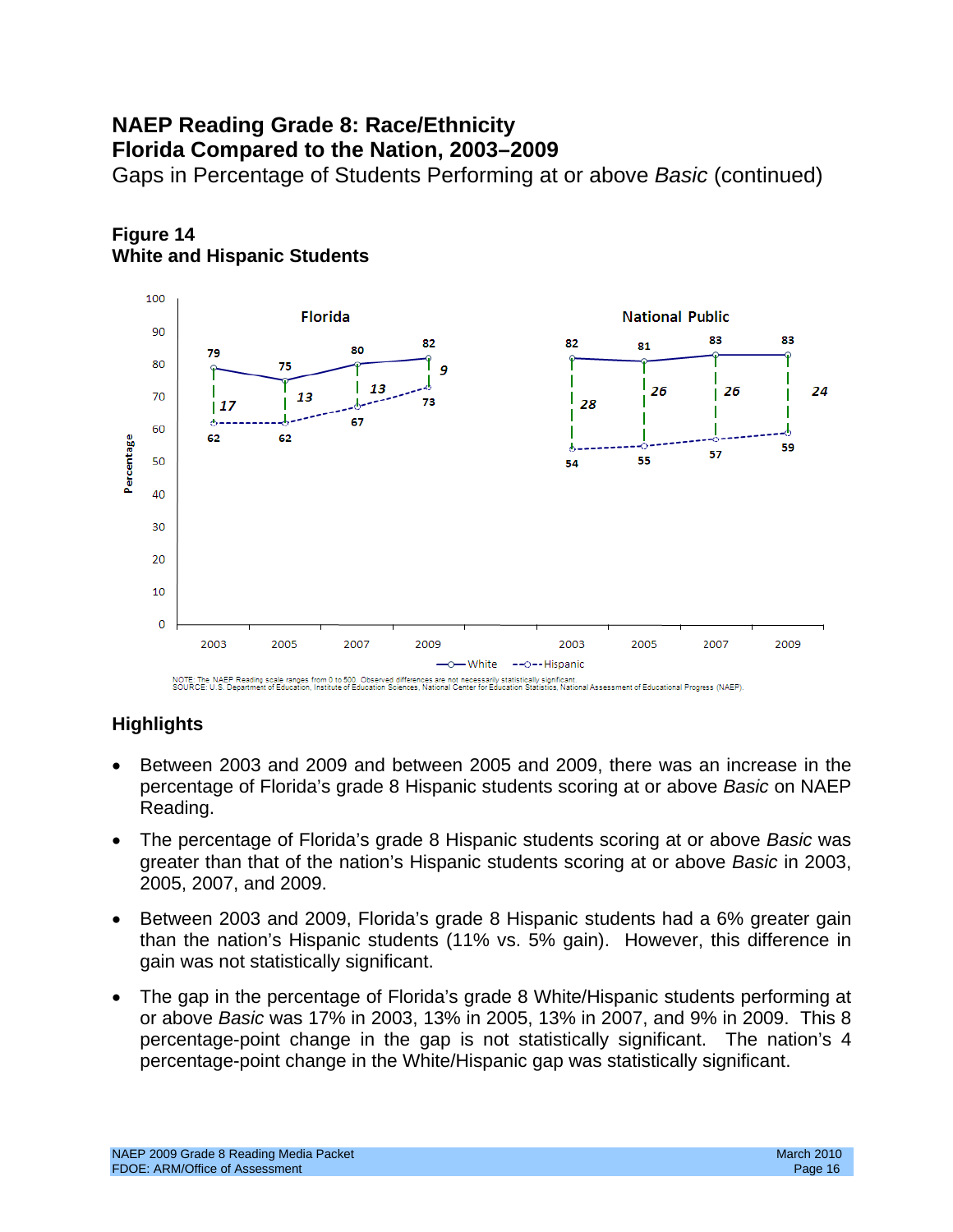# NAEP Reading Grade 8: Race/Ethnicity
# Florida Compared to the Nation, 2003–2009

Gaps in Percentage of Students Performing at or above *Basic* (continued)

### Figure 14
### White and Hispanic Students

| | Florida 2003 | Florida 2005 | Florida 2007 | Florida 2009 | National Public 2003 | National Public 2005 | National Public 2007 | National Public 2009 |
|---|---|---|---|---|---|---|---|---|
| White | 79 | 75 | 80 | 82 | 82 | 81 | 83 | 83 |
| Hispanic | 62 | 62 | 67 | 73 | 54 | 55 | 57 | 59 |
| Gap | 17 | 13 | 13 | 9 | 28 | 26 | 26 | 24 |

NOTE: The NAEP Reading scale ranges from 0 to 500. Observed differences are not necessarily statistically significant.
SOURCE: U.S. Department of Education, Institute of Education Sciences, National Center for Education Statistics, National Assessment of Educational Progress (NAEP).

### Highlights

- Between 2003 and 2009 and between 2005 and 2009, there was an increase in the percentage of Florida's grade 8 Hispanic students scoring at or above *Basic* on NAEP Reading.
- The percentage of Florida's grade 8 Hispanic students scoring at or above *Basic* was greater than that of the nation's Hispanic students scoring at or above *Basic* in 2003, 2005, 2007, and 2009.
- Between 2003 and 2009, Florida's grade 8 Hispanic students had a 6% greater gain than the nation's Hispanic students (11% vs. 5% gain). However, this difference in gain was not statistically significant.
- The gap in the percentage of Florida's grade 8 White/Hispanic students performing at or above *Basic* was 17% in 2003, 13% in 2005, 13% in 2007, and 9% in 2009. This 8 percentage-point change in the gap is not statistically significant. The nation's 4 percentage-point change in the White/Hispanic gap was statistically significant.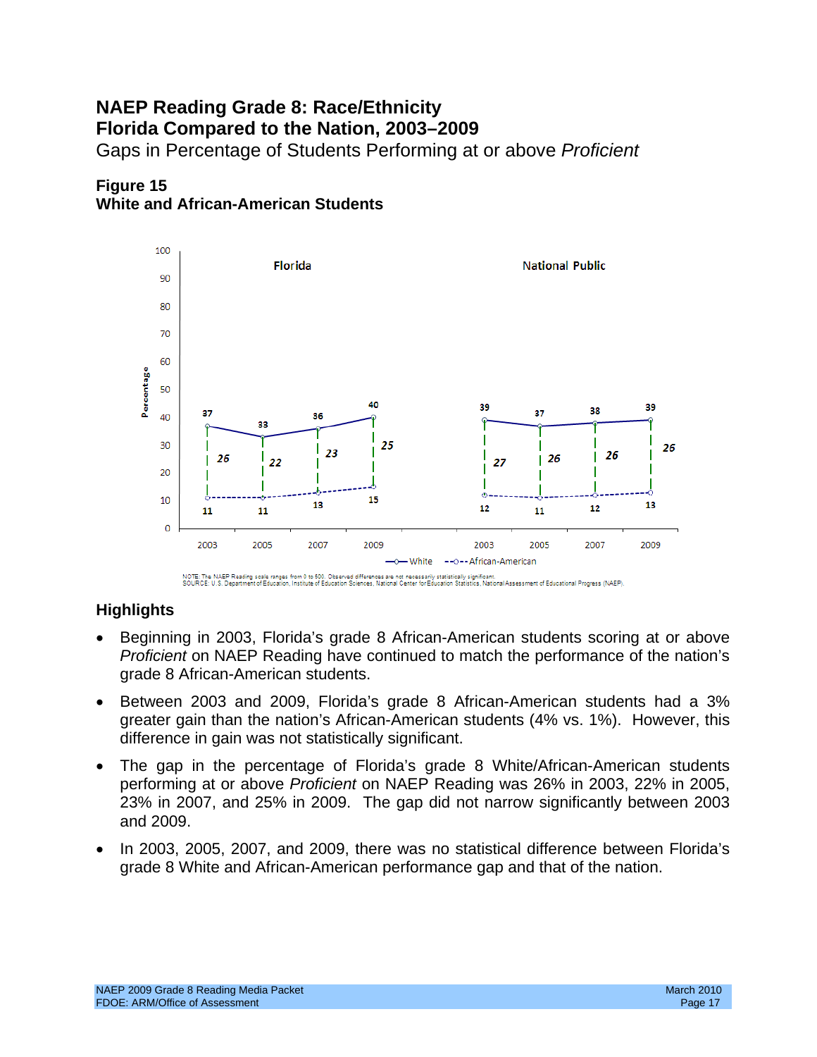# NAEP Reading Grade 8: Race/Ethnicity
# Florida Compared to the Nation, 2003–2009

Gaps in Percentage of Students Performing at or above *Proficient*

### Figure 15
### White and African-American Students

| | Florida 2003 | Florida 2005 | Florida 2007 | Florida 2009 | National Public 2003 | National Public 2005 | National Public 2007 | National Public 2009 |
|---|---|---|---|---|---|---|---|---|
| White | 37 | 33 | 36 | 40 | 39 | 37 | 38 | 39 |
| African-American | 11 | 11 | 13 | 15 | 12 | 11 | 12 | 13 |
| Gap | 26 | 22 | 23 | 25 | 27 | 26 | 26 | 26 |

NOTE: The NAEP Reading scale ranges from 0 to 500. Observed differences are not necessarily statistically significant.
SOURCE: U.S. Department of Education, Institute of Education Sciences, National Center for Education Statistics, National Assessment of Educational Progress (NAEP).

## Highlights

- Beginning in 2003, Florida's grade 8 African-American students scoring at or above *Proficient* on NAEP Reading have continued to match the performance of the nation's grade 8 African-American students.
- Between 2003 and 2009, Florida's grade 8 African-American students had a 3% greater gain than the nation's African-American students (4% vs. 1%). However, this difference in gain was not statistically significant.
- The gap in the percentage of Florida's grade 8 White/African-American students performing at or above *Proficient* on NAEP Reading was 26% in 2003, 22% in 2005, 23% in 2007, and 25% in 2009. The gap did not narrow significantly between 2003 and 2009.
- In 2003, 2005, 2007, and 2009, there was no statistical difference between Florida's grade 8 White and African-American performance gap and that of the nation.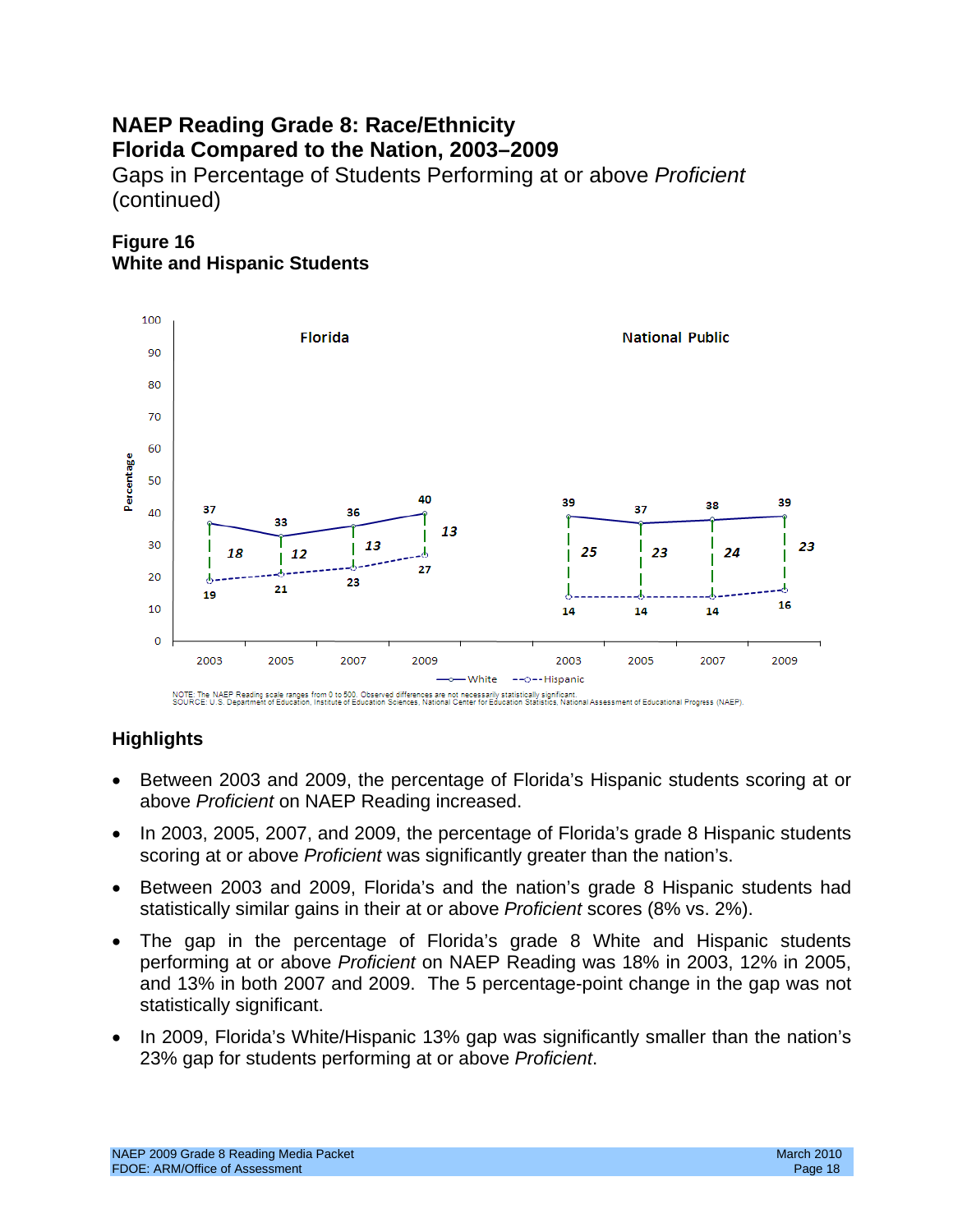# NAEP Reading Grade 8: Race/Ethnicity
# Florida Compared to the Nation, 2003–2009

Gaps in Percentage of Students Performing at or above *Proficient* (continued)

### Figure 16
### White and Hispanic Students

| | Florida 2003 | Florida 2005 | Florida 2007 | Florida 2009 | National Public 2003 | National Public 2005 | National Public 2007 | National Public 2009 |
|---|---|---|---|---|---|---|---|---|
| White | 37 | 33 | 36 | 40 | 39 | 37 | 38 | 39 |
| Hispanic | 19 | 21 | 23 | 27 | 14 | 14 | 14 | 16 |
| Gap | 18 | 12 | 13 | 13 | 25 | 23 | 24 | 23 |

NOTE: The NAEP Reading scale ranges from 0 to 500. Observed differences are not necessarily statistically significant.
SOURCE: U.S. Department of Education, Institute of Education Sciences, National Center for Education Statistics, National Assessment of Educational Progress (NAEP).

## Highlights

- Between 2003 and 2009, the percentage of Florida's Hispanic students scoring at or above *Proficient* on NAEP Reading increased.
- In 2003, 2005, 2007, and 2009, the percentage of Florida's grade 8 Hispanic students scoring at or above *Proficient* was significantly greater than the nation's.
- Between 2003 and 2009, Florida's and the nation's grade 8 Hispanic students had statistically similar gains in their at or above *Proficient* scores (8% vs. 2%).
- The gap in the percentage of Florida's grade 8 White and Hispanic students performing at or above *Proficient* on NAEP Reading was 18% in 2003, 12% in 2005, and 13% in both 2007 and 2009. The 5 percentage-point change in the gap was not statistically significant.
- In 2009, Florida's White/Hispanic 13% gap was significantly smaller than the nation's 23% gap for students performing at or above *Proficient*.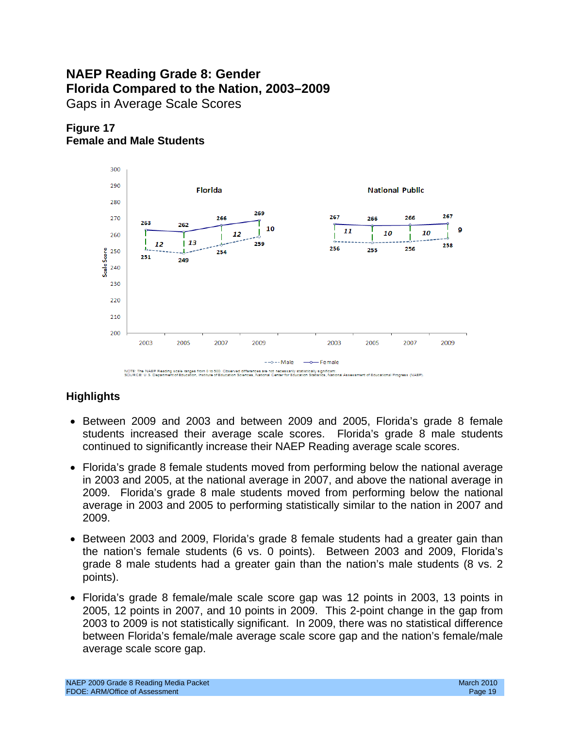# NAEP Reading Grade 8: Gender
# Florida Compared to the Nation, 2003–2009

Gaps in Average Scale Scores

### Figure 17
### Female and Male Students

| | Florida 2003 | Florida 2005 | Florida 2007 | Florida 2009 | National Public 2003 | National Public 2005 | National Public 2007 | National Public 2009 |
|---|---|---|---|---|---|---|---|---|
| Female | 263 | 262 | 266 | 269 | 267 | 266 | 266 | 267 |
| Male | 251 | 249 | 254 | 259 | 256 | 255 | 256 | 258 |
| Gap | 12 | 13 | 12 | 10 | 11 | 10 | 10 | 9 |

NOTE: The NAEP Reading scale ranges from 0 to 500. Observed differences are not necessarily statistically significant.
SOURCE: U.S. Department of Education, Institute of Education Sciences, National Center for Education Statistics, National Assessment of Educational Progress (NAEP).

## Highlights

- Between 2009 and 2003 and between 2009 and 2005, Florida's grade 8 female students increased their average scale scores. Florida's grade 8 male students continued to significantly increase their NAEP Reading average scale scores.
- Florida's grade 8 female students moved from performing below the national average in 2003 and 2005, at the national average in 2007, and above the national average in 2009. Florida's grade 8 male students moved from performing below the national average in 2003 and 2005 to performing statistically similar to the nation in 2007 and 2009.
- Between 2003 and 2009, Florida's grade 8 female students had a greater gain than the nation's female students (6 vs. 0 points). Between 2003 and 2009, Florida's grade 8 male students had a greater gain than the nation's male students (8 vs. 2 points).
- Florida's grade 8 female/male scale score gap was 12 points in 2003, 13 points in 2005, 12 points in 2007, and 10 points in 2009. This 2-point change in the gap from 2003 to 2009 is not statistically significant. In 2009, there was no statistical difference between Florida's female/male average scale score gap and the nation's female/male average scale score gap.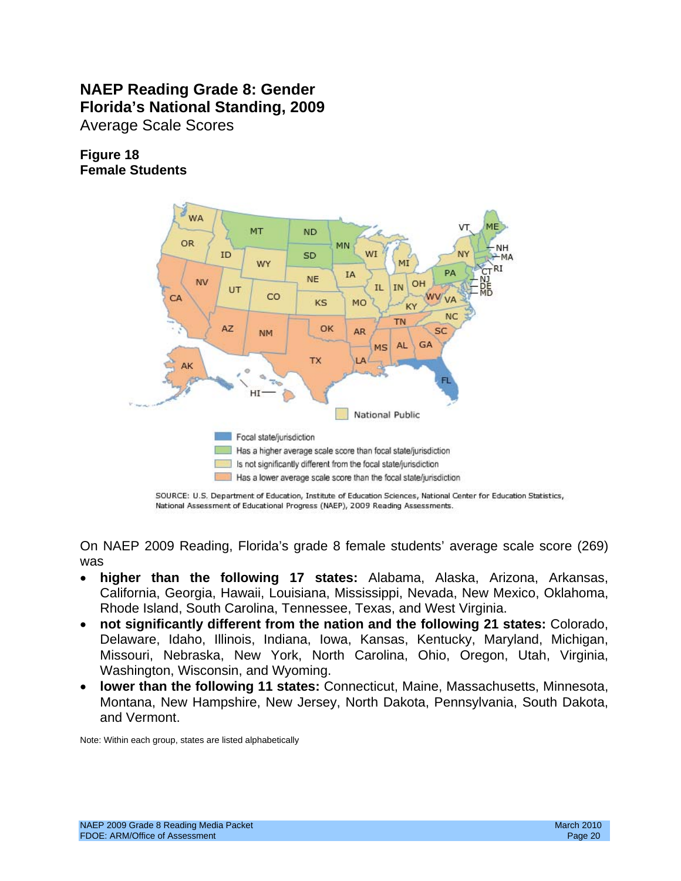# NAEP Reading Grade 8: Gender
# Florida's National Standing, 2009

Average Scale Scores

**Figure 18**
**Female Students**

National Public

Focal state/jurisdiction
Has a higher average scale score than focal state/jurisdiction
Is not significantly different from the focal state/jurisdiction
Has a lower average scale score than the focal state/jurisdiction

SOURCE: U.S. Department of Education, Institute of Education Sciences, National Center for Education Statistics, National Assessment of Educational Progress (NAEP), 2009 Reading Assessments.

On NAEP 2009 Reading, Florida's grade 8 female students' average scale score (269) was

- **higher than the following 17 states:** Alabama, Alaska, Arizona, Arkansas, California, Georgia, Hawaii, Louisiana, Mississippi, Nevada, New Mexico, Oklahoma, Rhode Island, South Carolina, Tennessee, Texas, and West Virginia.
- **not significantly different from the nation and the following 21 states:** Colorado, Delaware, Idaho, Illinois, Indiana, Iowa, Kansas, Kentucky, Maryland, Michigan, Missouri, Nebraska, New York, North Carolina, Ohio, Oregon, Utah, Virginia, Washington, Wisconsin, and Wyoming.
- **lower than the following 11 states:** Connecticut, Maine, Massachusetts, Minnesota, Montana, New Hampshire, New Jersey, North Dakota, Pennsylvania, South Dakota, and Vermont.

Note: Within each group, states are listed alphabetically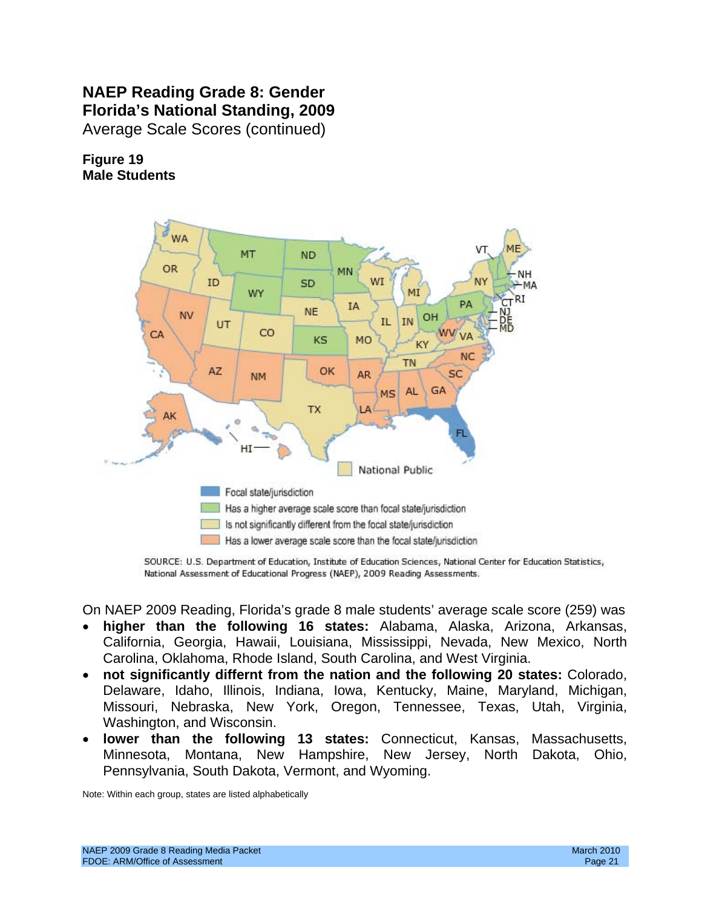## NAEP Reading Grade 8: Gender
## Florida's National Standing, 2009

Average Scale Scores (continued)

**Figure 19**
**Male Students**

National Public

- Focal state/jurisdiction
- Has a higher average scale score than focal state/jurisdiction
- Is not significantly different from the focal state/jurisdiction
- Has a lower average scale score than the focal state/jurisdiction

SOURCE: U.S. Department of Education, Institute of Education Sciences, National Center for Education Statistics, National Assessment of Educational Progress (NAEP), 2009 Reading Assessments.

On NAEP 2009 Reading, Florida's grade 8 male students' average scale score (259) was

- **higher than the following 16 states:** Alabama, Alaska, Arizona, Arkansas, California, Georgia, Hawaii, Louisiana, Mississippi, Nevada, New Mexico, North Carolina, Oklahoma, Rhode Island, South Carolina, and West Virginia.
- **not significantly diffent from the nation and the following 20 states:** Colorado, Delaware, Idaho, Illinois, Indiana, Iowa, Kentucky, Maine, Maryland, Michigan, Missouri, Nebraska, New York, Oregon, Tennessee, Texas, Utah, Virginia, Washington, and Wisconsin.
- **lower than the following 13 states:** Connecticut, Kansas, Massachusetts, Minnesota, Montana, New Hampshire, New Jersey, North Dakota, Ohio, Pennsylvania, South Dakota, Vermont, and Wyoming.

Note: Within each group, states are listed alphabetically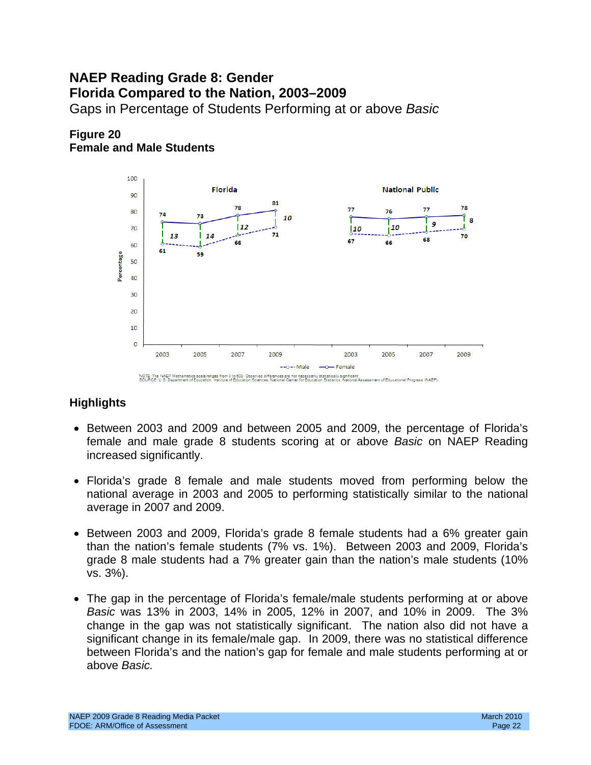# NAEP Reading Grade 8: Gender
# Florida Compared to the Nation, 2003–2009

Gaps in Percentage of Students Performing at or above *Basic*

**Figure 20**
**Female and Male Students**

NOTE: The NAEP Mathematics scale ranges from 0 to 500. Observed differences are not necessarily statistically significant.
SOURCE: U.S. Department of Education, Institute of Education Sciences, National Center for Education Statistics, National Assessment of Educational Progress (NAEP).

## Highlights

- Between 2003 and 2009 and between 2005 and 2009, the percentage of Florida's female and male grade 8 students scoring at or above *Basic* on NAEP Reading increased significantly.

- Florida's grade 8 female and male students moved from performing below the national average in 2003 and 2005 to performing statistically similar to the national average in 2007 and 2009.

- Between 2003 and 2009, Florida's grade 8 female students had a 6% greater gain than the nation's female students (7% vs. 1%). Between 2003 and 2009, Florida's grade 8 male students had a 7% greater gain than the nation's male students (10% vs. 3%).

- The gap in the percentage of Florida's female/male students performing at or above *Basic* was 13% in 2003, 14% in 2005, 12% in 2007, and 10% in 2009. The 3% change in the gap was not statistically significant. The nation also did not have a significant change in its female/male gap. In 2009, there was no statistical difference between Florida's and the nation's gap for female and male students performing at or above *Basic.*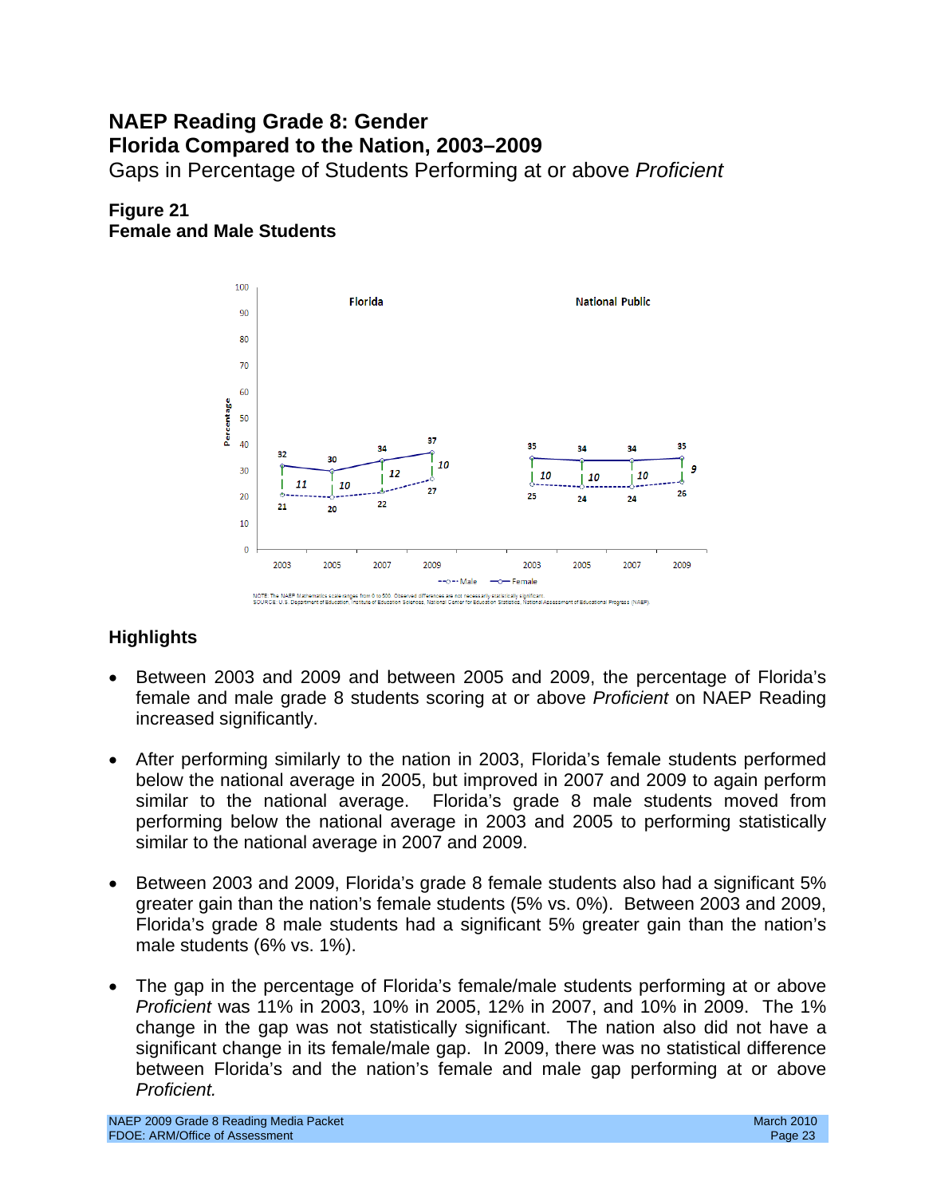# NAEP Reading Grade 8: Gender
# Florida Compared to the Nation, 2003–2009

Gaps in Percentage of Students Performing at or above *Proficient*

### Figure 21
### Female and Male Students

| | Florida 2003 | Florida 2005 | Florida 2007 | Florida 2009 | National Public 2003 | National Public 2005 | National Public 2007 | National Public 2009 |
|---|---|---|---|---|---|---|---|---|
| Female | 32 | 30 | 34 | 37 | 35 | 34 | 34 | 35 |
| Male | 21 | 20 | 22 | 27 | 25 | 24 | 24 | 26 |
| Gap | 11 | 10 | 12 | 10 | 10 | 10 | 10 | 9 |

NOTE: The NAEP Mathematics scale ranges from 0 to 500. Observed differences are not necessarily statistically significant.
SOURCE: U.S. Department of Education, Institute of Education Sciences, National Center for Education Statistics, National Assessment of Educational Progress (NAEP).

## Highlights

- Between 2003 and 2009 and between 2005 and 2009, the percentage of Florida's female and male grade 8 students scoring at or above *Proficient* on NAEP Reading increased significantly.
- After performing similarly to the nation in 2003, Florida's female students performed below the national average in 2005, but improved in 2007 and 2009 to again perform similar to the national average. Florida's grade 8 male students moved from performing below the national average in 2003 and 2005 to performing statistically similar to the national average in 2007 and 2009.
- Between 2003 and 2009, Florida's grade 8 female students also had a significant 5% greater gain than the nation's female students (5% vs. 0%). Between 2003 and 2009, Florida's grade 8 male students had a significant 5% greater gain than the nation's male students (6% vs. 1%).
- The gap in the percentage of Florida's female/male students performing at or above *Proficient* was 11% in 2003, 10% in 2005, 12% in 2007, and 10% in 2009. The 1% change in the gap was not statistically significant. The nation also did not have a significant change in its female/male gap. In 2009, there was no statistical difference between Florida's and the nation's female and male gap performing at or above *Proficient.*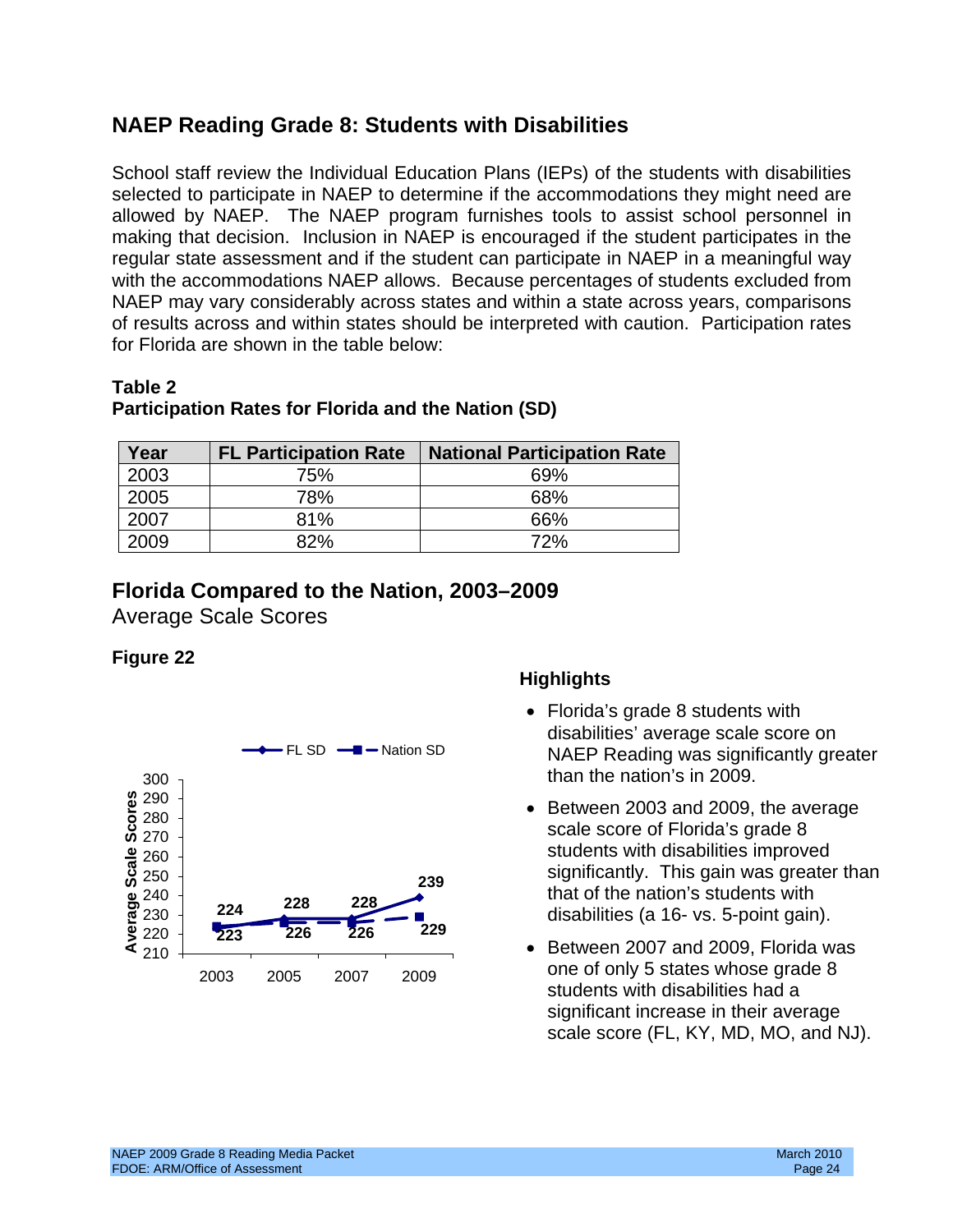## NAEP Reading Grade 8: Students with Disabilities

School staff review the Individual Education Plans (IEPs) of the students with disabilities selected to participate in NAEP to determine if the accommodations they might need are allowed by NAEP. The NAEP program furnishes tools to assist school personnel in making that decision. Inclusion in NAEP is encouraged if the student participates in the regular state assessment and if the student can participate in NAEP in a meaningful way with the accommodations NAEP allows. Because percentages of students excluded from NAEP may vary considerably across states and within a state across years, comparisons of results across and within states should be interpreted with caution. Participation rates for Florida are shown in the table below:

**Table 2**
**Participation Rates for Florida and the Nation (SD)**

| Year | FL Participation Rate | National Participation Rate |
|---|---|---|
| 2003 | 75% | 69% |
| 2005 | 78% | 68% |
| 2007 | 81% | 66% |
| 2009 | 82% | 72% |

## Florida Compared to the Nation, 2003–2009

Average Scale Scores

**Figure 22**

| Year | FL SD | Nation SD |
|---|---|---|
| 2003 | 223 | 224 |
| 2005 | 228 | 226 |
| 2007 | 228 | 226 |
| 2009 | 239 | 229 |

### Highlights

- Florida's grade 8 students with disabilities' average scale score on NAEP Reading was significantly greater than the nation's in 2009.
- Between 2003 and 2009, the average scale score of Florida's grade 8 students with disabilities improved significantly. This gain was greater than that of the nation's students with disabilities (a 16- vs. 5-point gain).
- Between 2007 and 2009, Florida was one of only 5 states whose grade 8 students with disabilities had a significant increase in their average scale score (FL, KY, MD, MO, and NJ).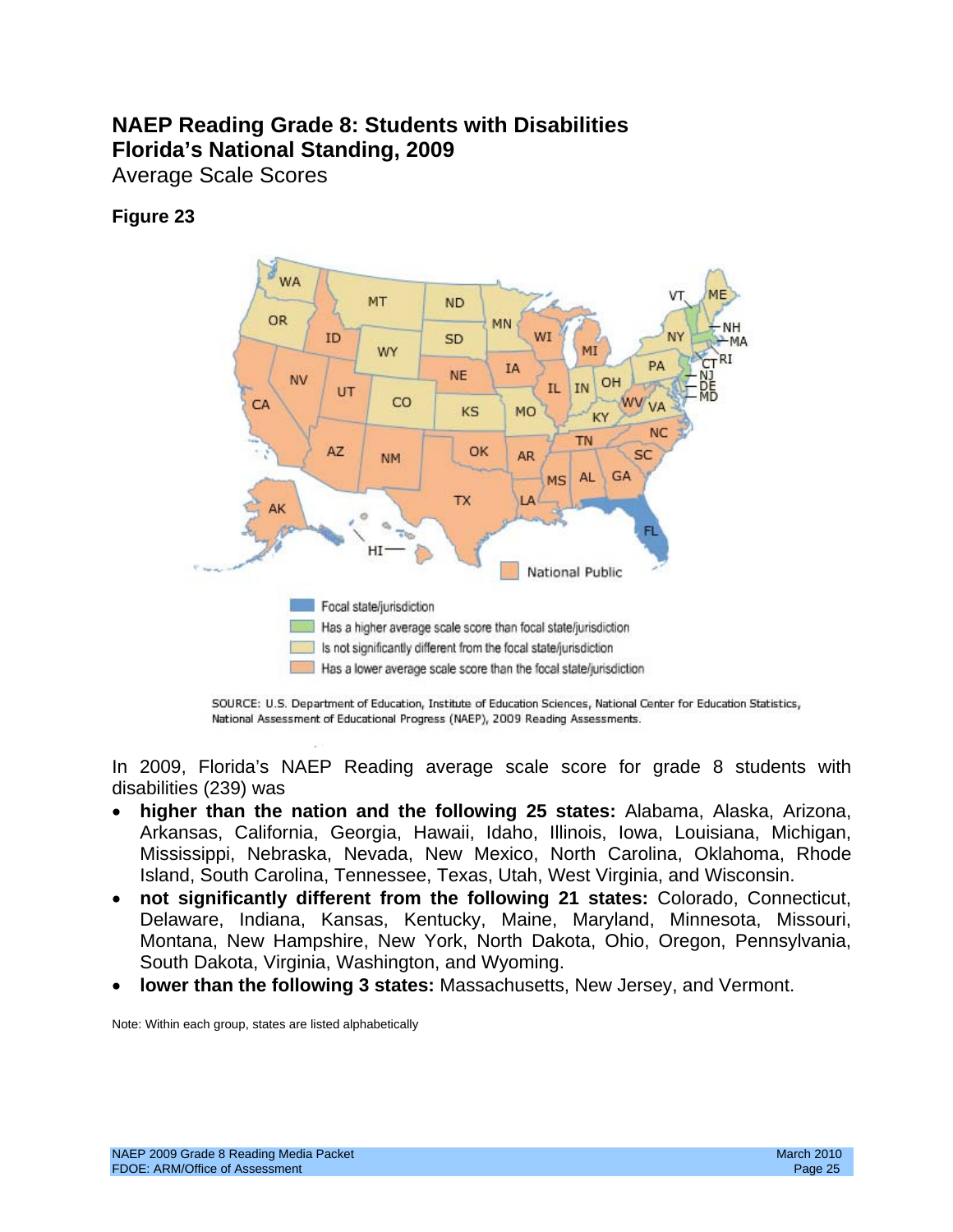# NAEP Reading Grade 8: Students with Disabilities Florida's National Standing, 2009

Average Scale Scores

**Figure 23**

National Public

- Focal state/jurisdiction
- Has a higher average scale score than focal state/jurisdiction
- Is not significantly different from the focal state/jurisdiction
- Has a lower average scale score than the focal state/jurisdiction

SOURCE: U.S. Department of Education, Institute of Education Sciences, National Center for Education Statistics, National Assessment of Educational Progress (NAEP), 2009 Reading Assessments.

In 2009, Florida's NAEP Reading average scale score for grade 8 students with disabilities (239) was

- **higher than the nation and the following 25 states:** Alabama, Alaska, Arizona, Arkansas, California, Georgia, Hawaii, Idaho, Illinois, Iowa, Louisiana, Michigan, Mississippi, Nebraska, Nevada, New Mexico, North Carolina, Oklahoma, Rhode Island, South Carolina, Tennessee, Texas, Utah, West Virginia, and Wisconsin.
- **not significantly different from the following 21 states:** Colorado, Connecticut, Delaware, Indiana, Kansas, Kentucky, Maine, Maryland, Minnesota, Missouri, Montana, New Hampshire, New York, North Dakota, Ohio, Oregon, Pennsylvania, South Dakota, Virginia, Washington, and Wyoming.
- **lower than the following 3 states:** Massachusetts, New Jersey, and Vermont.

Note: Within each group, states are listed alphabetically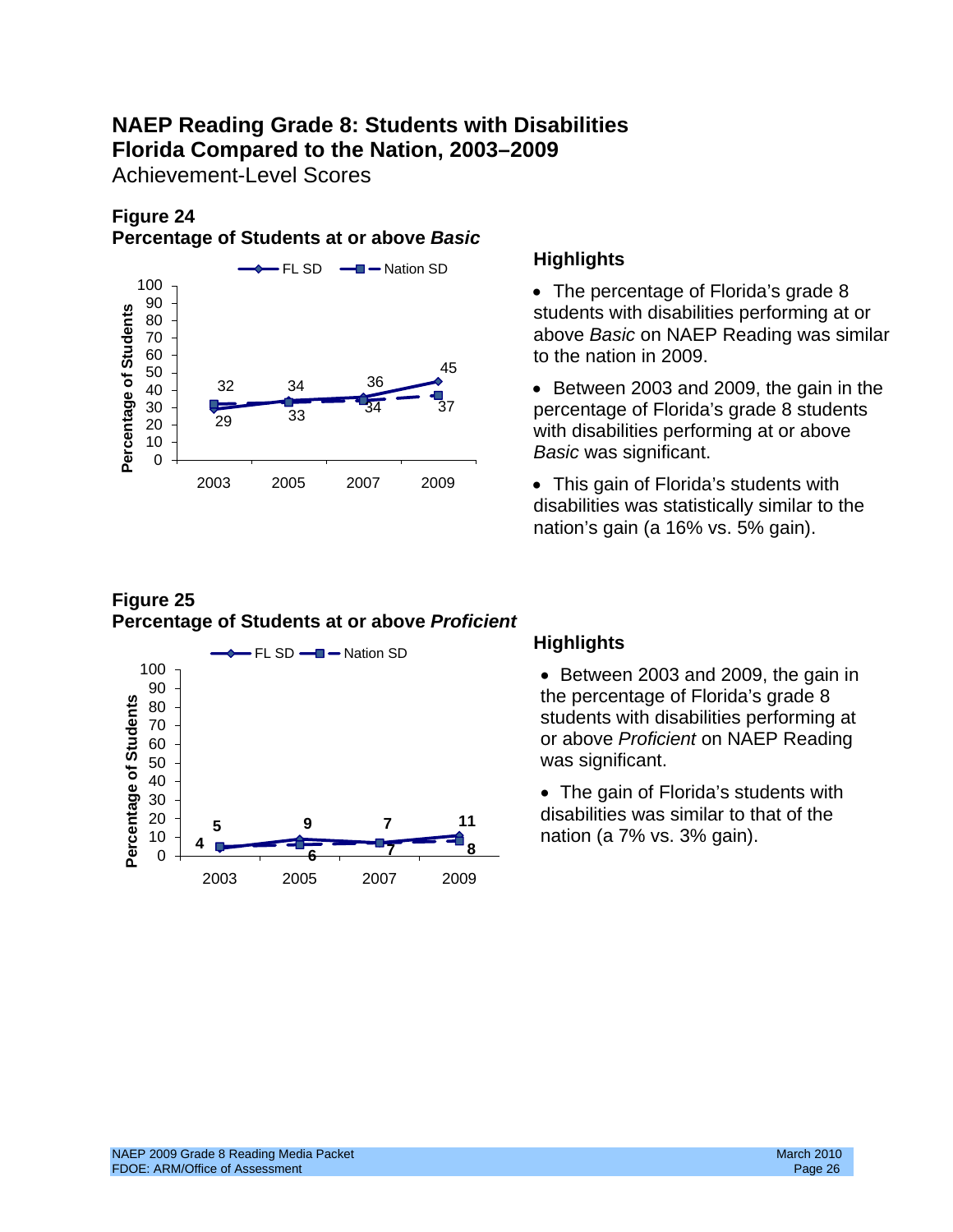# NAEP Reading Grade 8: Students with Disabilities Florida Compared to the Nation, 2003–2009

Achievement-Level Scores

### Figure 24
**Percentage of Students at or above *Basic***

| Year | FL SD | Nation SD |
|---|---|---|
| 2003 | 29 | 32 |
| 2005 | 34 | 33 |
| 2007 | 36 | 34 |
| 2009 | 45 | 37 |

### Highlights

- The percentage of Florida's grade 8 students with disabilities performing at or above *Basic* on NAEP Reading was similar to the nation in 2009.
- Between 2003 and 2009, the gain in the percentage of Florida's grade 8 students with disabilities performing at or above *Basic* was significant.
- This gain of Florida's students with disabilities was statistically similar to the nation's gain (a 16% vs. 5% gain).

### Figure 25
**Percentage of Students at or above *Proficient***

| Year | FL SD | Nation SD |
|---|---|---|
| 2003 | 4 | 5 |
| 2005 | 9 | 6 |
| 2007 | 7 | 7 |
| 2009 | 11 | 8 |

### Highlights

- Between 2003 and 2009, the gain in the percentage of Florida's grade 8 students with disabilities performing at or above *Proficient* on NAEP Reading was significant.
- The gain of Florida's students with disabilities was similar to that of the nation (a 7% vs. 3% gain).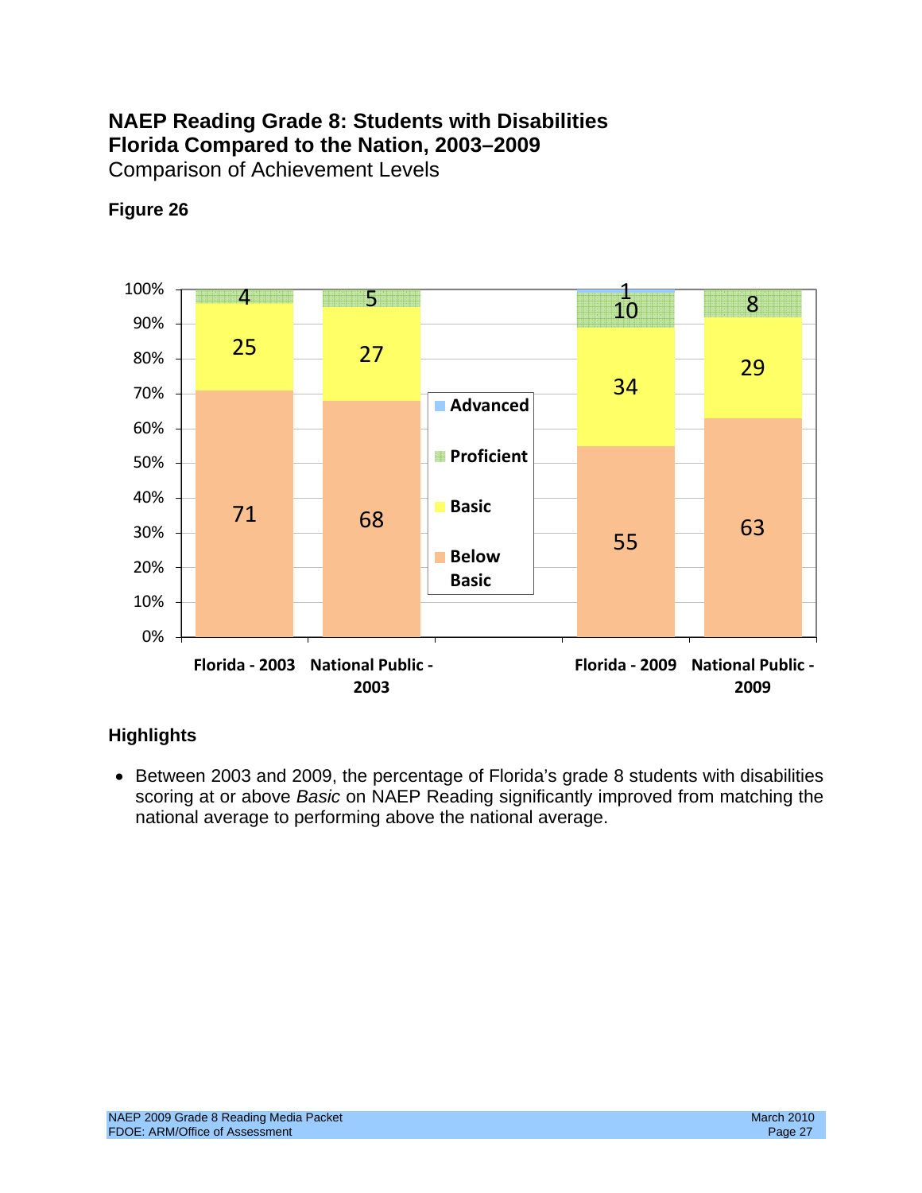# NAEP Reading Grade 8: Students with Disabilities
# Florida Compared to the Nation, 2003–2009

Comparison of Achievement Levels

**Figure 26**

| | Florida - 2003 | National Public - 2003 | Florida - 2009 | National Public - 2009 |
|---|---|---|---|---|
| Advanced | | | 1 | |
| Proficient | 4 | 5 | 10 | 8 |
| Basic | 25 | 27 | 34 | 29 |
| Below Basic | 71 | 68 | 55 | 63 |

## Highlights

- Between 2003 and 2009, the percentage of Florida's grade 8 students with disabilities scoring at or above *Basic* on NAEP Reading significantly improved from matching the national average to performing above the national average.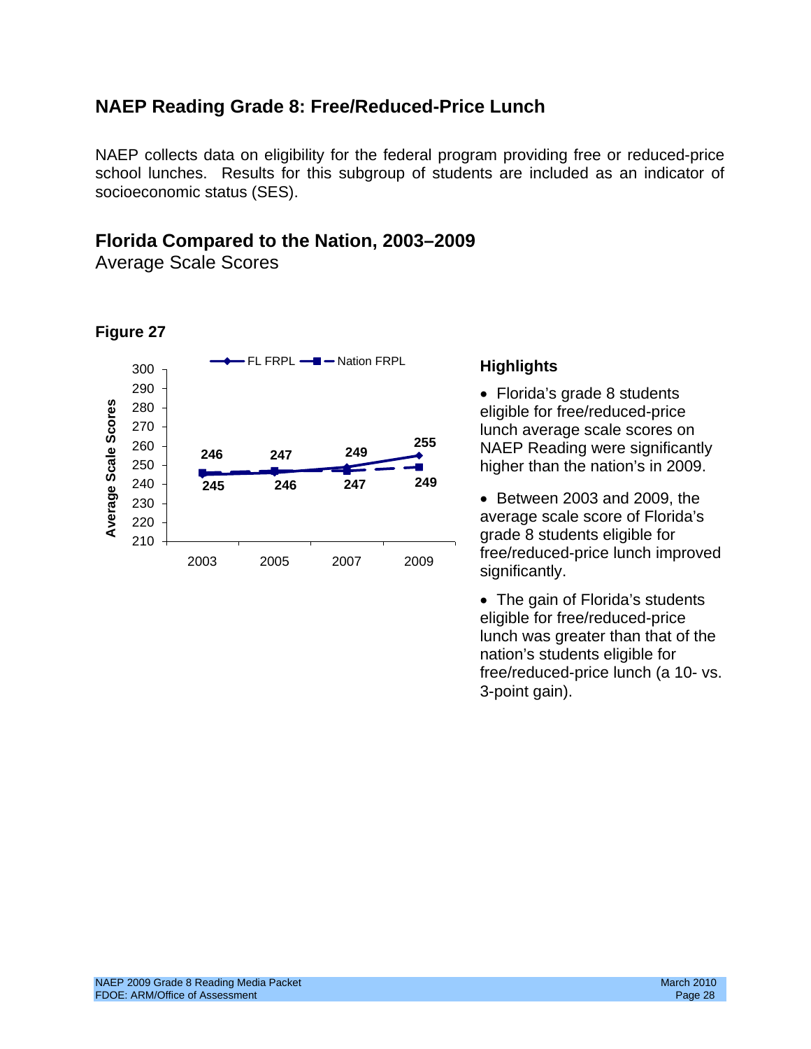## NAEP Reading Grade 8: Free/Reduced-Price Lunch

NAEP collects data on eligibility for the federal program providing free or reduced-price school lunches. Results for this subgroup of students are included as an indicator of socioeconomic status (SES).

## Florida Compared to the Nation, 2003–2009

Average Scale Scores

**Figure 27**

| Year | FL FRPL | Nation FRPL |
|---|---|---|
| 2003 | 245 | 246 |
| 2005 | 246 | 247 |
| 2007 | 249 | 247 |
| 2009 | 255 | 249 |

### Highlights

- Florida's grade 8 students eligible for free/reduced-price lunch average scale scores on NAEP Reading were significantly higher than the nation's in 2009.
- Between 2003 and 2009, the average scale score of Florida's grade 8 students eligible for free/reduced-price lunch improved significantly.
- The gain of Florida's students eligible for free/reduced-price lunch was greater than that of the nation's students eligible for free/reduced-price lunch (a 10- vs. 3-point gain).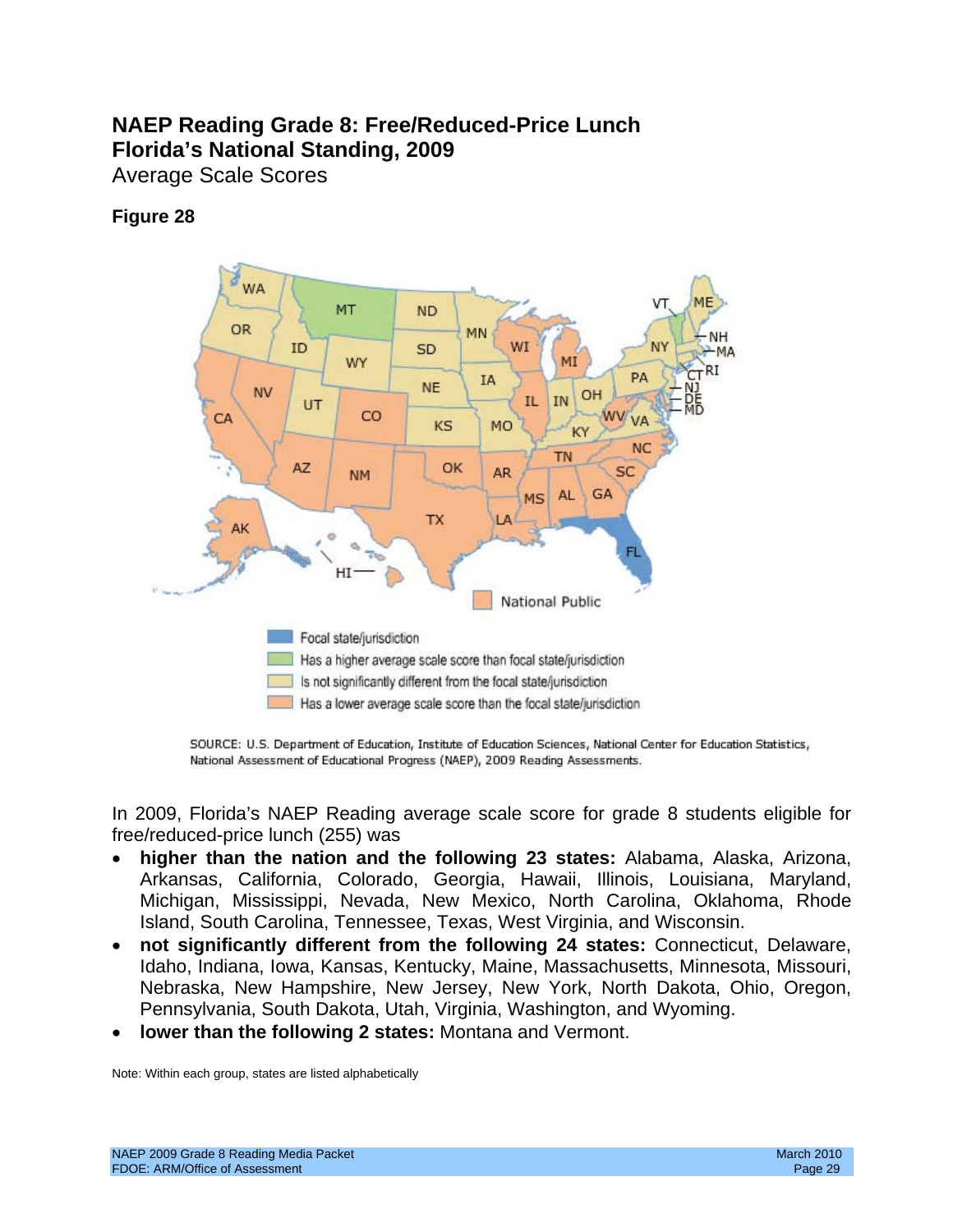# NAEP Reading Grade 8: Free/Reduced-Price Lunch
# Florida's National Standing, 2009

Average Scale Scores

**Figure 28**

Focal state/jurisdiction
Has a higher average scale score than focal state/jurisdiction
Is not significantly different from the focal state/jurisdiction
Has a lower average scale score than the focal state/jurisdiction

National Public

SOURCE: U.S. Department of Education, Institute of Education Sciences, National Center for Education Statistics, National Assessment of Educational Progress (NAEP), 2009 Reading Assessments.

In 2009, Florida's NAEP Reading average scale score for grade 8 students eligible for free/reduced-price lunch (255) was

- **higher than the nation and the following 23 states:** Alabama, Alaska, Arizona, Arkansas, California, Colorado, Georgia, Hawaii, Illinois, Louisiana, Maryland, Michigan, Mississippi, Nevada, New Mexico, North Carolina, Oklahoma, Rhode Island, South Carolina, Tennessee, Texas, West Virginia, and Wisconsin.
- **not significantly different from the following 24 states:** Connecticut, Delaware, Idaho, Indiana, Iowa, Kansas, Kentucky, Maine, Massachusetts, Minnesota, Missouri, Nebraska, New Hampshire, New Jersey, New York, North Dakota, Ohio, Oregon, Pennsylvania, South Dakota, Utah, Virginia, Washington, and Wyoming.
- **lower than the following 2 states:** Montana and Vermont.

Note: Within each group, states are listed alphabetically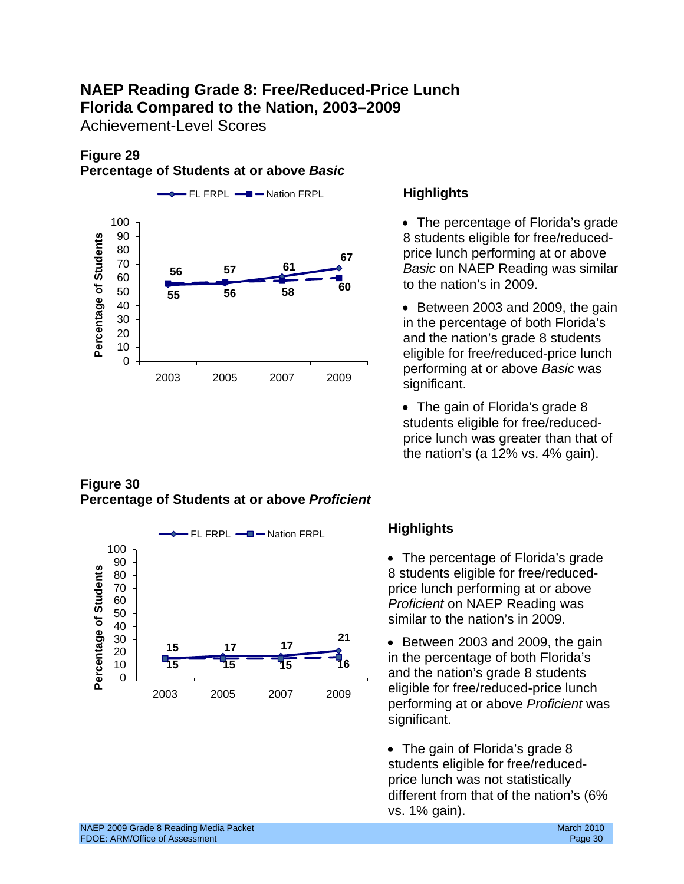# NAEP Reading Grade 8: Free/Reduced-Price Lunch Florida Compared to the Nation, 2003–2009

Achievement-Level Scores

**Figure 29**
**Percentage of Students at or above *Basic***

| Year | FL FRPL | Nation FRPL |
|---|---|---|
| 2003 | 55 | 56 |
| 2005 | 56 | 57 |
| 2007 | 61 | 58 |
| 2009 | 67 | 60 |

### Highlights

- The percentage of Florida's grade 8 students eligible for free/reduced-price lunch performing at or above *Basic* on NAEP Reading was similar to the nation's in 2009.
- Between 2003 and 2009, the gain in the percentage of both Florida's and the nation's grade 8 students eligible for free/reduced-price lunch performing at or above *Basic* was significant.
- The gain of Florida's grade 8 students eligible for free/reduced-price lunch was greater than that of the nation's (a 12% vs. 4% gain).

**Figure 30**
**Percentage of Students at or above *Proficient***

| Year | FL FRPL | Nation FRPL |
|---|---|---|
| 2003 | 15 | 15 |
| 2005 | 17 | 15 |
| 2007 | 17 | 15 |
| 2009 | 21 | 16 |

### Highlights

- The percentage of Florida's grade 8 students eligible for free/reduced-price lunch performing at or above *Proficient* on NAEP Reading was similar to the nation's in 2009.
- Between 2003 and 2009, the gain in the percentage of both Florida's and the nation's grade 8 students eligible for free/reduced-price lunch performing at or above *Proficient* was significant.
- The gain of Florida's grade 8 students eligible for free/reduced-price lunch was not statistically different from that of the nation's (6% vs. 1% gain).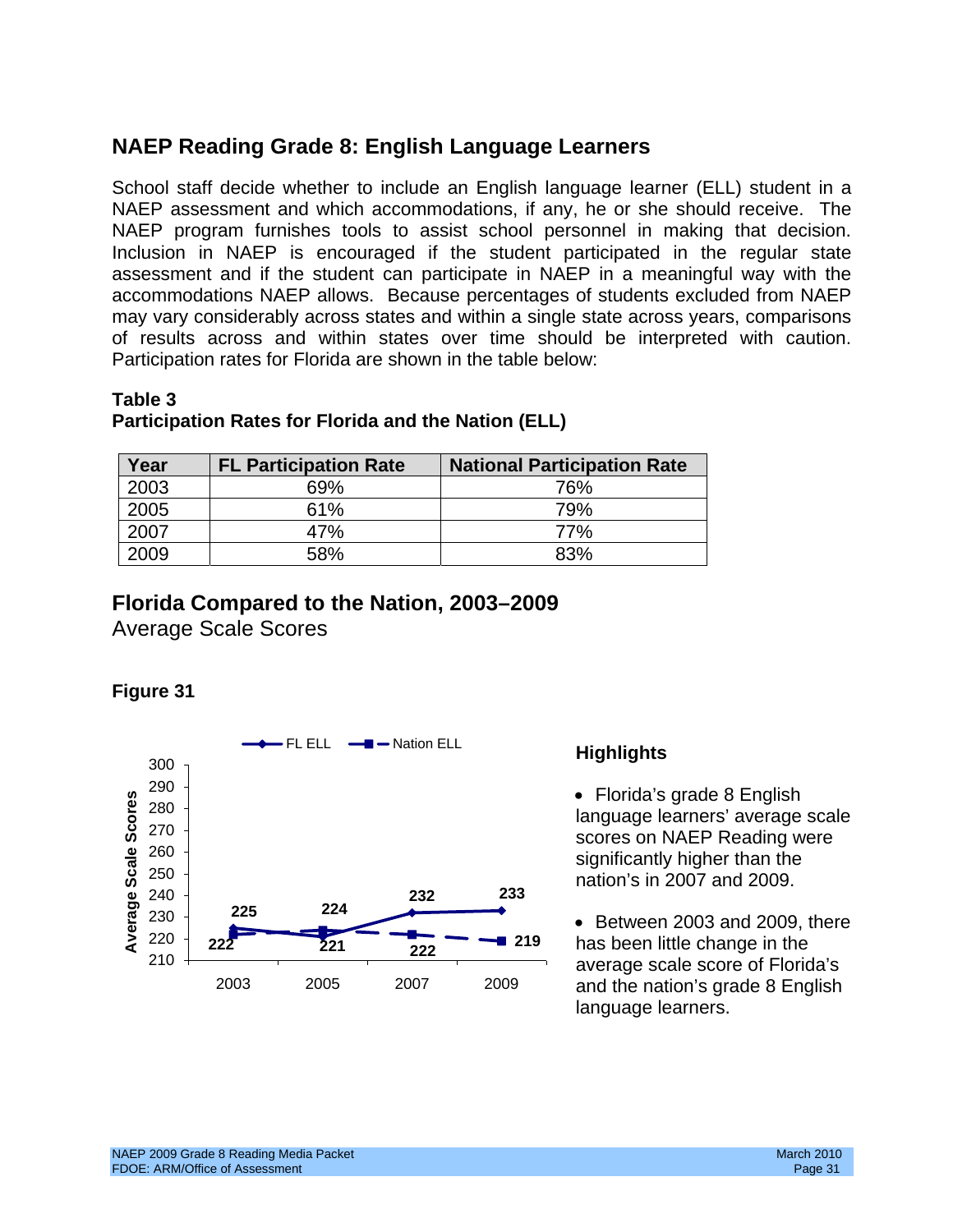## NAEP Reading Grade 8: English Language Learners

School staff decide whether to include an English language learner (ELL) student in a NAEP assessment and which accommodations, if any, he or she should receive. The NAEP program furnishes tools to assist school personnel in making that decision. Inclusion in NAEP is encouraged if the student participated in the regular state assessment and if the student can participate in NAEP in a meaningful way with the accommodations NAEP allows. Because percentages of students excluded from NAEP may vary considerably across states and within a single state across years, comparisons of results across and within states over time should be interpreted with caution. Participation rates for Florida are shown in the table below:

**Table 3**
**Participation Rates for Florida and the Nation (ELL)**

| Year | FL Participation Rate | National Participation Rate |
|---|---|---|
| 2003 | 69% | 76% |
| 2005 | 61% | 79% |
| 2007 | 47% | 77% |
| 2009 | 58% | 83% |

## Florida Compared to the Nation, 2003–2009

Average Scale Scores

**Figure 31**

| Year | FL ELL | Nation ELL |
|---|---|---|
| 2003 | 225 | 222 |
| 2005 | 221 | 224 |
| 2007 | 232 | 222 |
| 2009 | 233 | 219 |

### Highlights

- Florida's grade 8 English language learners' average scale scores on NAEP Reading were significantly higher than the nation's in 2007 and 2009.
- Between 2003 and 2009, there has been little change in the average scale score of Florida's and the nation's grade 8 English language learners.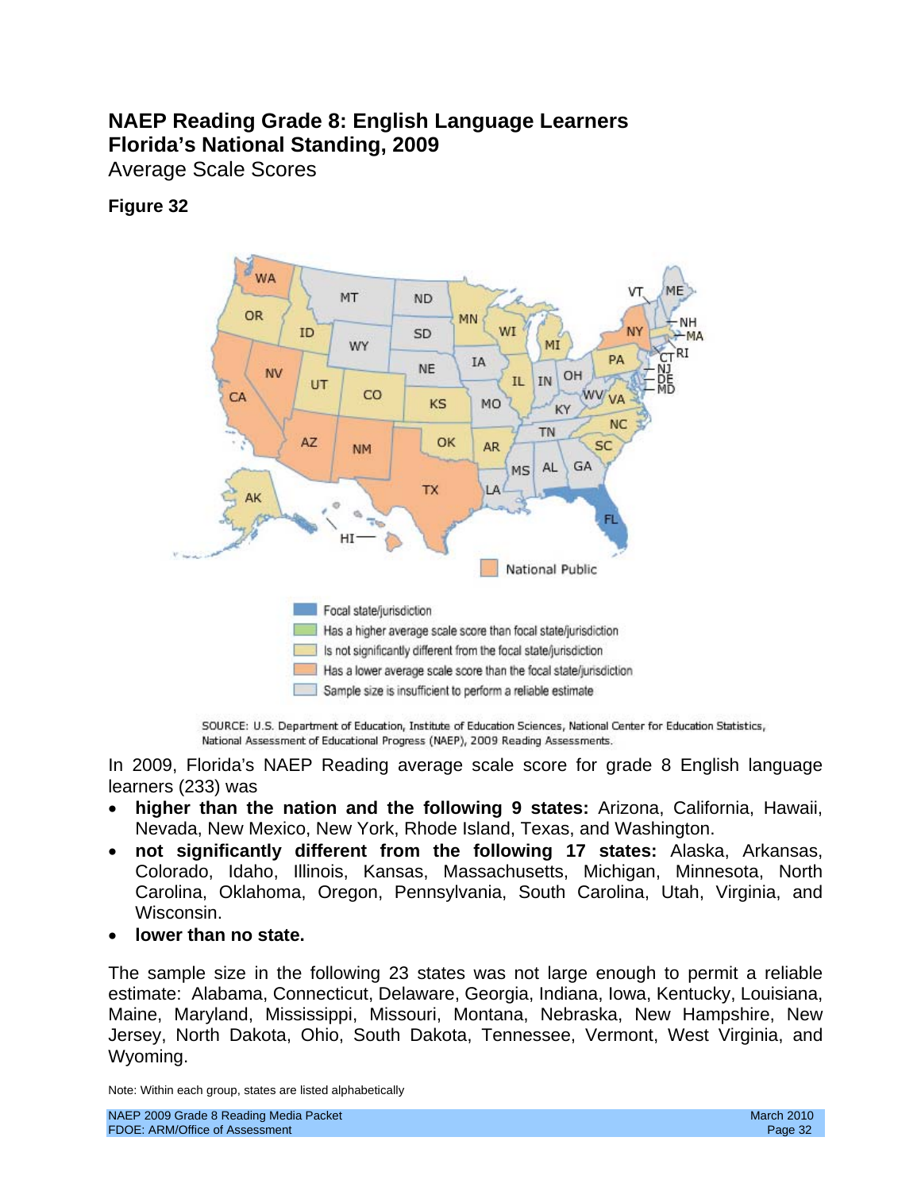# NAEP Reading Grade 8: English Language Learners
# Florida's National Standing, 2009

Average Scale Scores

**Figure 32**

National Public

- Focal state/jurisdiction
- Has a higher average scale score than focal state/jurisdiction
- Is not significantly different from the focal state/jurisdiction
- Has a lower average scale score than the focal state/jurisdiction
- Sample size is insufficient to perform a reliable estimate

SOURCE: U.S. Department of Education, Institute of Education Sciences, National Center for Education Statistics, National Assessment of Educational Progress (NAEP), 2009 Reading Assessments.

In 2009, Florida's NAEP Reading average scale score for grade 8 English language learners (233) was

- **higher than the nation and the following 9 states:** Arizona, California, Hawaii, Nevada, New Mexico, New York, Rhode Island, Texas, and Washington.
- **not significantly different from the following 17 states:** Alaska, Arkansas, Colorado, Idaho, Illinois, Kansas, Massachusetts, Michigan, Minnesota, North Carolina, Oklahoma, Oregon, Pennsylvania, South Carolina, Utah, Virginia, and Wisconsin.
- **lower than no state.**

The sample size in the following 23 states was not large enough to permit a reliable estimate: Alabama, Connecticut, Delaware, Georgia, Indiana, Iowa, Kentucky, Louisiana, Maine, Maryland, Mississippi, Missouri, Montana, Nebraska, New Hampshire, New Jersey, North Dakota, Ohio, South Dakota, Tennessee, Vermont, West Virginia, and Wyoming.

Note: Within each group, states are listed alphabetically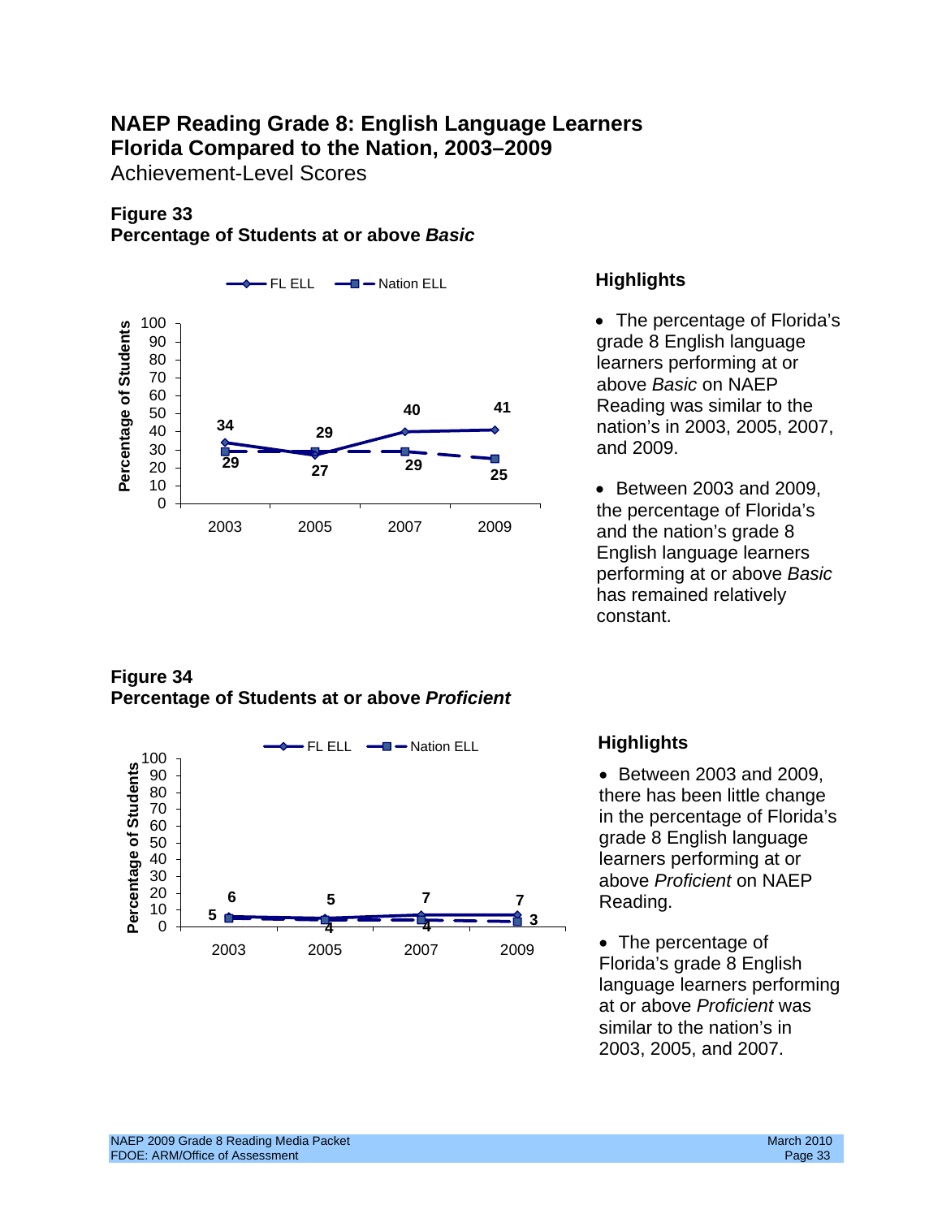# NAEP Reading Grade 8: English Language Learners Florida Compared to the Nation, 2003–2009

Achievement-Level Scores

### Figure 33
### Percentage of Students at or above *Basic*

| Year | FL ELL | Nation ELL |
|---|---|---|
| 2003 | 34 | 29 |
| 2005 | 27 | 29 |
| 2007 | 40 | 29 |
| 2009 | 41 | 25 |

#### Highlights

- The percentage of Florida's grade 8 English language learners performing at or above *Basic* on NAEP Reading was similar to the nation's in 2003, 2005, 2007, and 2009.
- Between 2003 and 2009, the percentage of Florida's and the nation's grade 8 English language learners performing at or above *Basic* has remained relatively constant.

### Figure 34
### Percentage of Students at or above *Proficient*

| Year | FL ELL | Nation ELL |
|---|---|---|
| 2003 | 6 | 5 |
| 2005 | 5 | 4 |
| 2007 | 7 | 4 |
| 2009 | 7 | 3 |

#### Highlights

- Between 2003 and 2009, there has been little change in the percentage of Florida's grade 8 English language learners performing at or above *Proficient* on NAEP Reading.
- The percentage of Florida's grade 8 English language learners performing at or above *Proficient* was similar to the nation's in 2003, 2005, and 2007.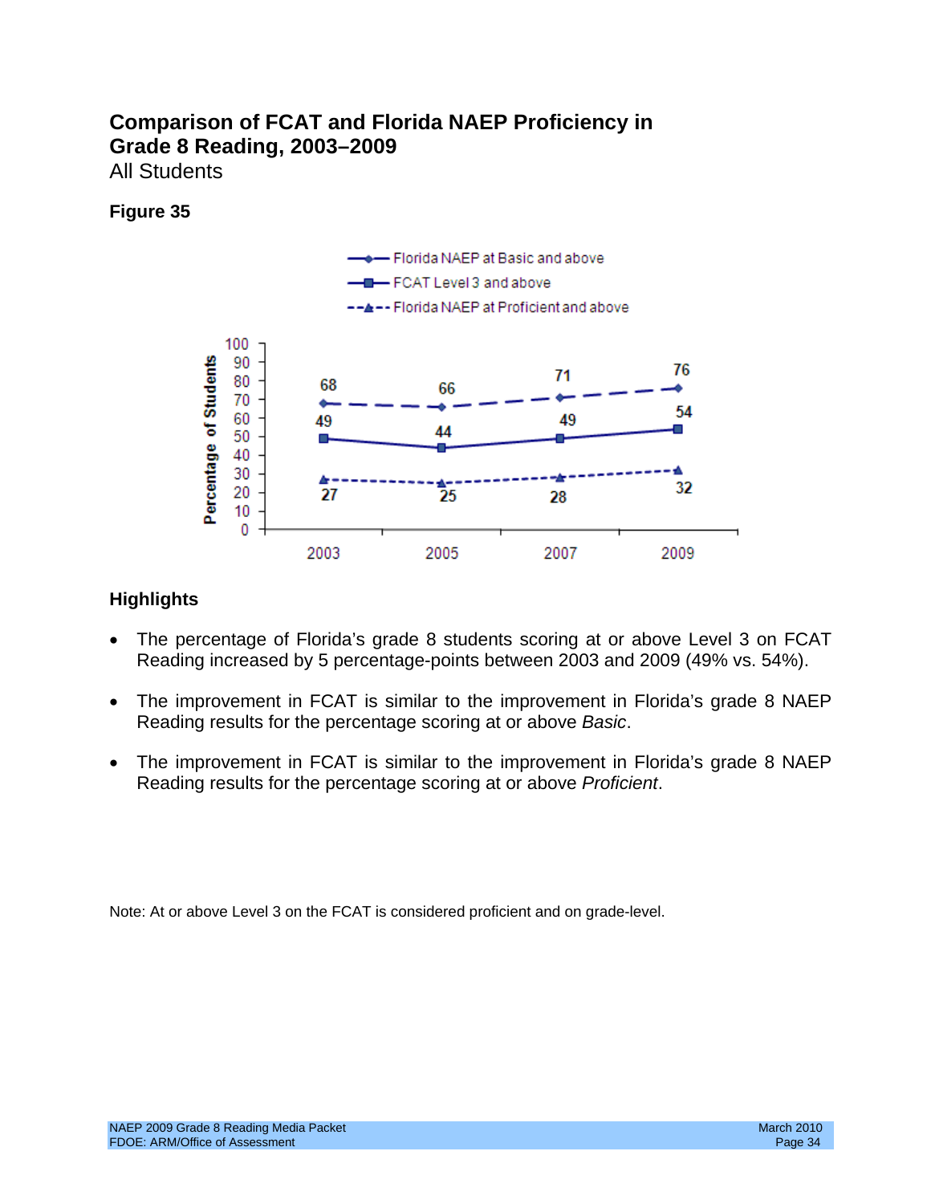# Comparison of FCAT and Florida NAEP Proficiency in Grade 8 Reading, 2003–2009

All Students

### Figure 35

| | 2003 | 2005 | 2007 | 2009 |
|---|---|---|---|---|
| Florida NAEP at Basic and above | 68 | 66 | 71 | 76 |
| FCAT Level 3 and above | 49 | 44 | 49 | 54 |
| Florida NAEP at Proficient and above | 27 | 25 | 28 | 32 |

### Highlights

- The percentage of Florida's grade 8 students scoring at or above Level 3 on FCAT Reading increased by 5 percentage-points between 2003 and 2009 (49% vs. 54%).
- The improvement in FCAT is similar to the improvement in Florida's grade 8 NAEP Reading results for the percentage scoring at or above *Basic*.
- The improvement in FCAT is similar to the improvement in Florida's grade 8 NAEP Reading results for the percentage scoring at or above *Proficient*.

Note: At or above Level 3 on the FCAT is considered proficient and on grade-level.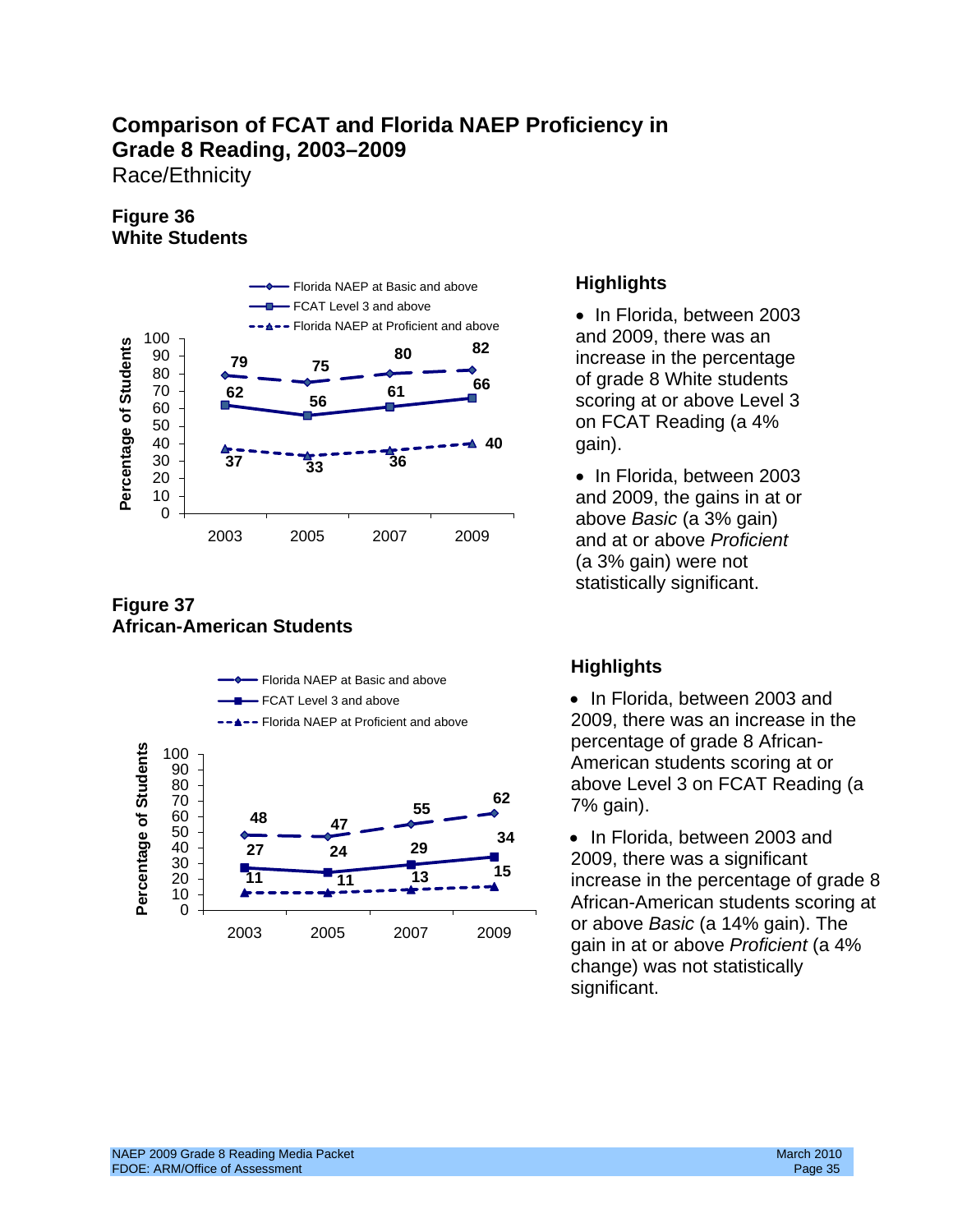# Comparison of FCAT and Florida NAEP Proficiency in Grade 8 Reading, 2003–2009

Race/Ethnicity

## Figure 36
## White Students

| Year | Florida NAEP at Basic and above | FCAT Level 3 and above | Florida NAEP at Proficient and above |
|---|---|---|---|
| 2003 | 79 | 62 | 37 |
| 2005 | 75 | 56 | 33 |
| 2007 | 80 | 61 | 36 |
| 2009 | 82 | 66 | 40 |

### Highlights

- In Florida, between 2003 and 2009, there was an increase in the percentage of grade 8 White students scoring at or above Level 3 on FCAT Reading (a 4% gain).
- In Florida, between 2003 and 2009, the gains in at or above *Basic* (a 3% gain) and at or above *Proficient* (a 3% gain) were not statistically significant.

## Figure 37
## African-American Students

| Year | Florida NAEP at Basic and above | FCAT Level 3 and above | Florida NAEP at Proficient and above |
|---|---|---|---|
| 2003 | 48 | 27 | 11 |
| 2005 | 47 | 24 | 11 |
| 2007 | 55 | 29 | 13 |
| 2009 | 62 | 34 | 15 |

### Highlights

- In Florida, between 2003 and 2009, there was an increase in the percentage of grade 8 African-American students scoring at or above Level 3 on FCAT Reading (a 7% gain).
- In Florida, between 2003 and 2009, there was a significant increase in the percentage of grade 8 African-American students scoring at or above *Basic* (a 14% gain). The gain in at or above *Proficient* (a 4% change) was not statistically significant.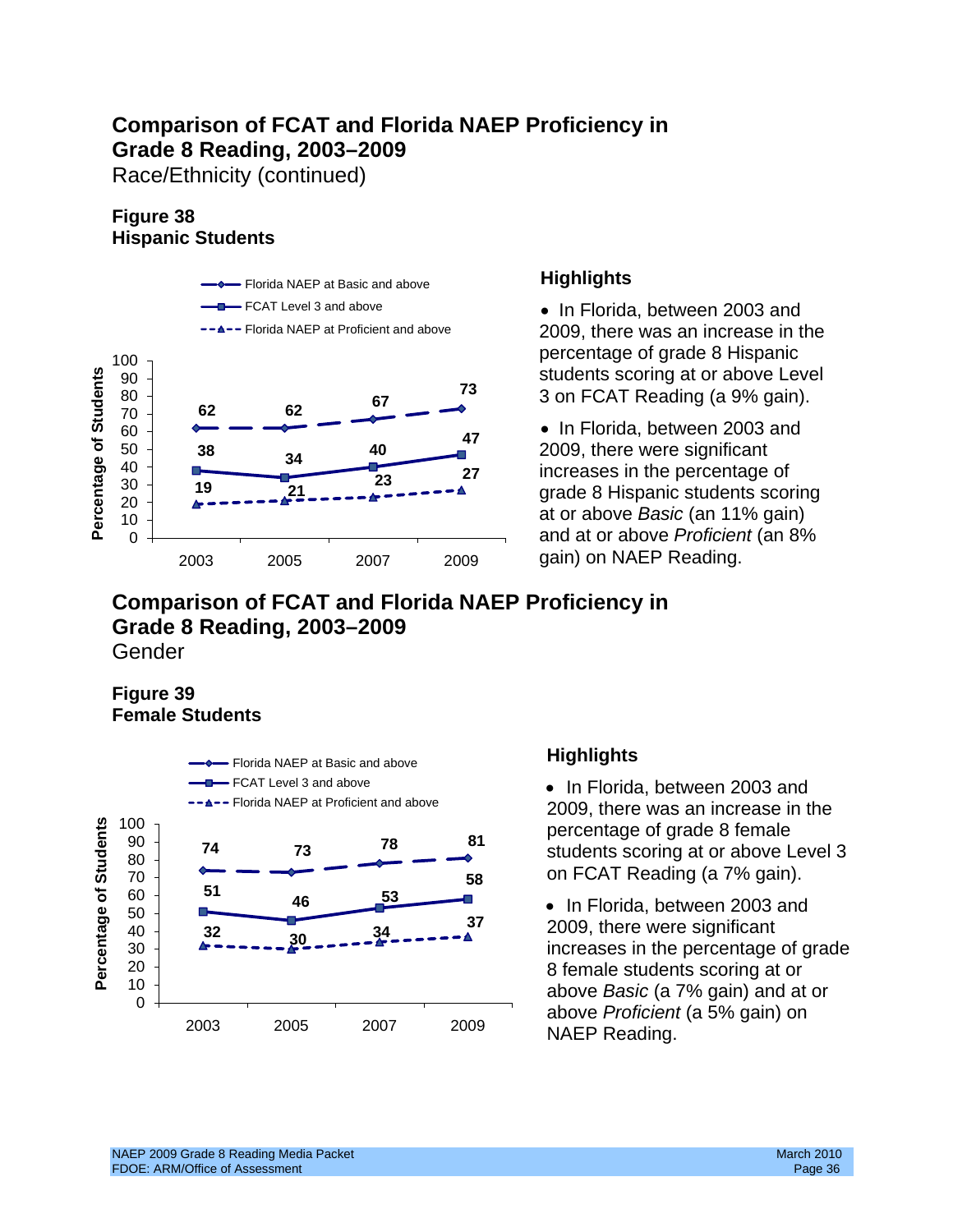## Comparison of FCAT and Florida NAEP Proficiency in Grade 8 Reading, 2003–2009

Race/Ethnicity (continued)

### Figure 38
### Hispanic Students

| Year | Florida NAEP at Basic and above | FCAT Level 3 and above | Florida NAEP at Proficient and above |
|---|---|---|---|
| 2003 | 62 | 38 | 19 |
| 2005 | 62 | 34 | 21 |
| 2007 | 67 | 40 | 23 |
| 2009 | 73 | 47 | 27 |

#### Highlights

- In Florida, between 2003 and 2009, there was an increase in the percentage of grade 8 Hispanic students scoring at or above Level 3 on FCAT Reading (a 9% gain).
- In Florida, between 2003 and 2009, there were significant increases in the percentage of grade 8 Hispanic students scoring at or above *Basic* (an 11% gain) and at or above *Proficient* (an 8% gain) on NAEP Reading.

## Comparison of FCAT and Florida NAEP Proficiency in Grade 8 Reading, 2003–2009

Gender

### Figure 39
### Female Students

| Year | Florida NAEP at Basic and above | FCAT Level 3 and above | Florida NAEP at Proficient and above |
|---|---|---|---|
| 2003 | 74 | 51 | 32 |
| 2005 | 73 | 46 | 30 |
| 2007 | 78 | 53 | 34 |
| 2009 | 81 | 58 | 37 |

#### Highlights

- In Florida, between 2003 and 2009, there was an increase in the percentage of grade 8 female students scoring at or above Level 3 on FCAT Reading (a 7% gain).
- In Florida, between 2003 and 2009, there were significant increases in the percentage of grade 8 female students scoring at or above *Basic* (a 7% gain) and at or above *Proficient* (a 5% gain) on NAEP Reading.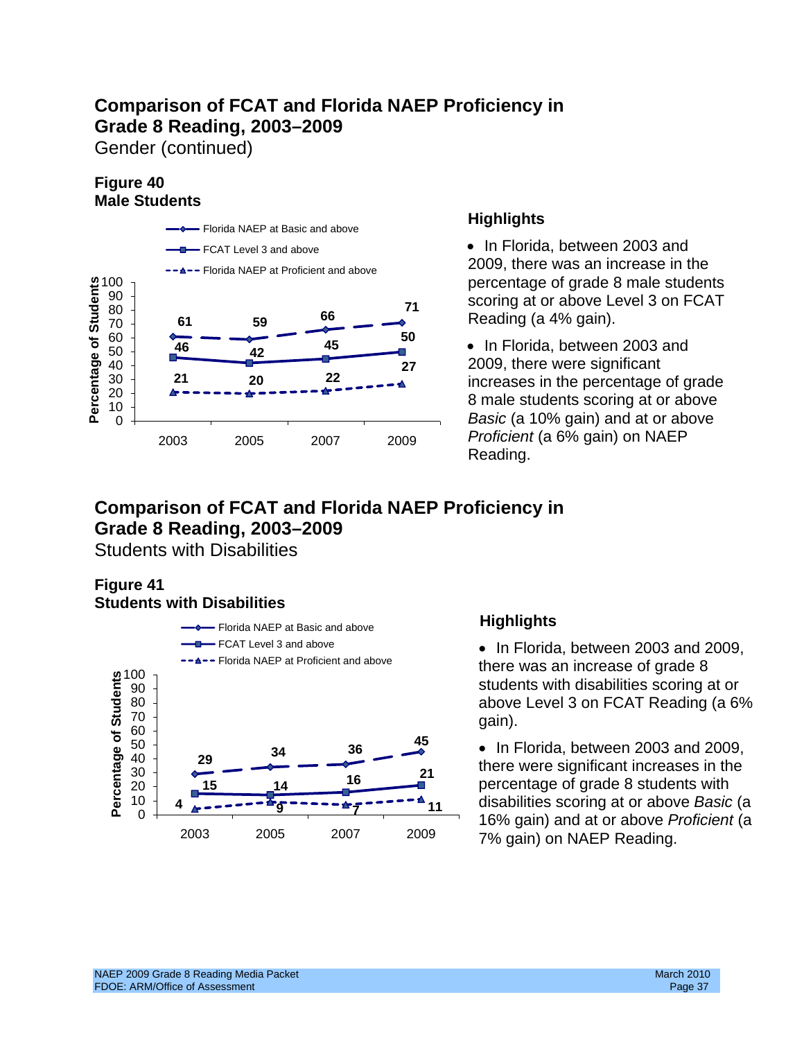## Comparison of FCAT and Florida NAEP Proficiency in Grade 8 Reading, 2003–2009

Gender (continued)

**Figure 40**
**Male Students**

| | 2003 | 2005 | 2007 | 2009 |
|---|---|---|---|---|
| Florida NAEP at Basic and above | 61 | 59 | 66 | 71 |
| FCAT Level 3 and above | 46 | 42 | 45 | 50 |
| Florida NAEP at Proficient and above | 21 | 20 | 22 | 27 |

### Highlights

- In Florida, between 2003 and 2009, there was an increase in the percentage of grade 8 male students scoring at or above Level 3 on FCAT Reading (a 4% gain).
- In Florida, between 2003 and 2009, there were significant increases in the percentage of grade 8 male students scoring at or above *Basic* (a 10% gain) and at or above *Proficient* (a 6% gain) on NAEP Reading.

## Comparison of FCAT and Florida NAEP Proficiency in Grade 8 Reading, 2003–2009

Students with Disabilities

**Figure 41**
**Students with Disabilities**

| | 2003 | 2005 | 2007 | 2009 |
|---|---|---|---|---|
| Florida NAEP at Basic and above | 29 | 34 | 36 | 45 |
| FCAT Level 3 and above | 15 | 14 | 16 | 21 |
| Florida NAEP at Proficient and above | 4 | 9 | 7 | 11 |

### Highlights

- In Florida, between 2003 and 2009, there was an increase of grade 8 students with disabilities scoring at or above Level 3 on FCAT Reading (a 6% gain).
- In Florida, between 2003 and 2009, there were significant increases in the percentage of grade 8 students with disabilities scoring at or above *Basic* (a 16% gain) and at or above *Proficient* (a 7% gain) on NAEP Reading.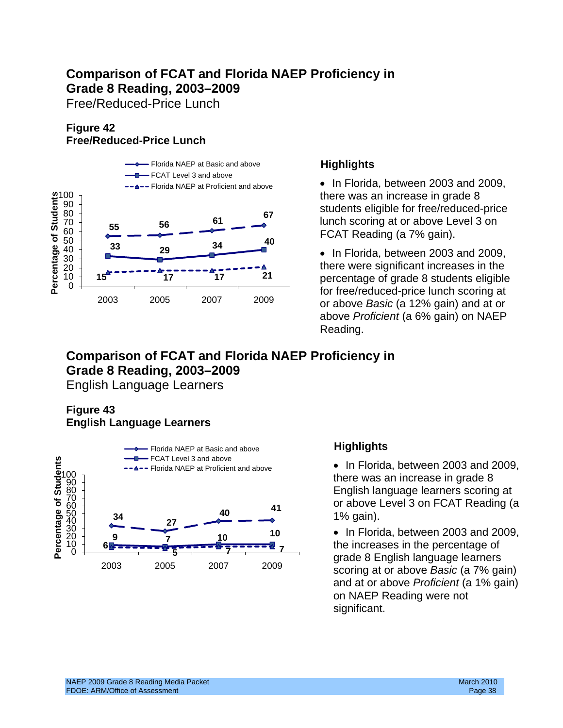# Comparison of FCAT and Florida NAEP Proficiency in Grade 8 Reading, 2003–2009

Free/Reduced-Price Lunch

**Figure 42**
**Free/Reduced-Price Lunch**

| Year | Florida NAEP at Basic and above | FCAT Level 3 and above | Florida NAEP at Proficient and above |
|---|---|---|---|
| 2003 | 55 | 33 | 15 |
| 2005 | 56 | 29 | 17 |
| 2007 | 61 | 34 | 17 |
| 2009 | 67 | 40 | 21 |

### Highlights

- In Florida, between 2003 and 2009, there was an increase in grade 8 students eligible for free/reduced-price lunch scoring at or above Level 3 on FCAT Reading (a 7% gain).
- In Florida, between 2003 and 2009, there were significant increases in the percentage of grade 8 students eligible for free/reduced-price lunch scoring at or above *Basic* (a 12% gain) and at or above *Proficient* (a 6% gain) on NAEP Reading.

# Comparison of FCAT and Florida NAEP Proficiency in Grade 8 Reading, 2003–2009

English Language Learners

**Figure 43**
**English Language Learners**

| Year | Florida NAEP at Basic and above | FCAT Level 3 and above | Florida NAEP at Proficient and above |
|---|---|---|---|
| 2003 | 34 | 9 | 6 |
| 2005 | 27 | 7 | 5 |
| 2007 | 40 | 10 | 7 |
| 2009 | 41 | 10 | 7 |

### Highlights

- In Florida, between 2003 and 2009, there was an increase in grade 8 English language learners scoring at or above Level 3 on FCAT Reading (a 1% gain).
- In Florida, between 2003 and 2009, the increases in the percentage of grade 8 English language learners scoring at or above *Basic* (a 7% gain) and at or above *Proficient* (a 1% gain) on NAEP Reading were not significant.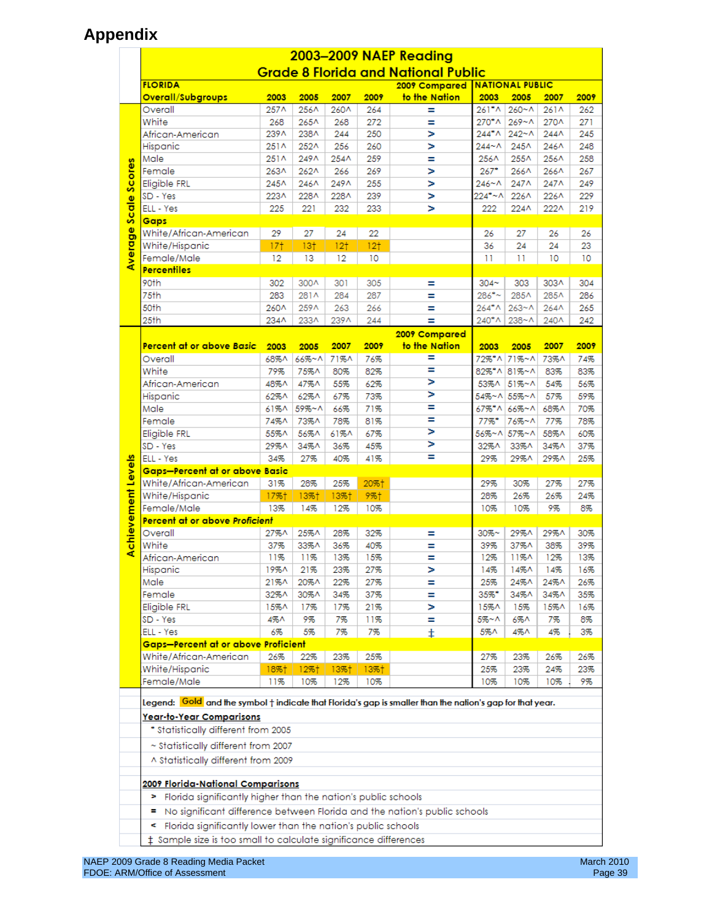# Appendix

## 2003–2009 NAEP Reading
## Grade 8 Florida and National Public

| | FLORIDA Overall/Subgroups | 2003 | 2005 | 2007 | 2009 | 2009 Compared to the Nation | NATIONAL PUBLIC 2003 | 2005 | 2007 | 2009 |
|---|---|---|---|---|---|---|---|---|---|---|
| Average Scale Scores | Overall | 257^ | 256^ | 260^ | 264 | = | 261*^ | 260~^ | 261^ | 262 |
| | White | 268 | 265^ | 268 | 272 | = | 270*^ | 269~^ | 270^ | 271 |
| | African-American | 239^ | 238^ | 244 | 250 | > | 244*^ | 242~^ | 244^ | 245 |
| | Hispanic | 251^ | 252^ | 256 | 260 | > | 244~^ | 245^ | 246^ | 248 |
| | Male | 251^ | 249^ | 254^ | 259 | = | 256^ | 255^ | 256^ | 258 |
| | Female | 263^ | 262^ | 266 | 269 | > | 267* | 266^ | 266^ | 267 |
| | Eligible FRL | 245^ | 246^ | 249^ | 255 | > | 246~^ | 247^ | 247^ | 249 |
| | SD - Yes | 223^ | 228^ | 228^ | 239 | > | 224*~^ | 226^ | 226^ | 229 |
| | ELL - Yes | 225 | 221 | 232 | 233 | > | 222 | 224^ | 222^ | 219 |
| | **Gaps** | | | | | | | | | |
| | White/African-American | 29 | 27 | 24 | 22 | | 26 | 27 | 26 | 26 |
| | White/Hispanic | 17† | 13† | 12† | 12† | | 36 | 24 | 24 | 23 |
| | Female/Male | 12 | 13 | 12 | 10 | | 11 | 11 | 10 | 10 |
| | **Percentiles** | | | | | | | | | |
| | 90th | 302 | 300^ | 301 | 305 | = | 304~ | 303 | 303^ | 304 |
| | 75th | 283 | 281^ | 284 | 287 | = | 286*~ | 285^ | 285^ | 286 |
| | 50th | 260^ | 259^ | 263 | 266 | = | 264*^ | 263~^ | 264^ | 265 |
| | 25th | 234^ | 233^ | 239^ | 244 | = | 240*^ | 238~^ | 240^ | 242 |
| Achievement Levels | **Percent at or above *Basic*** | **2003** | **2005** | **2007** | **2009** | **2009 Compared to the Nation** | **2003** | **2005** | **2007** | **2009** |
| | Overall | 68%^ | 66%~^ | 71%^ | 76% | = | 72%*^ | 71%~^ | 73%^ | 74% |
| | White | 79% | 75%^ | 80% | 82% | = | 82%*^ | 81%~^ | 83% | 83% |
| | African-American | 48%^ | 47%^ | 55% | 62% | > | 53%^ | 51%~^ | 54% | 56% |
| | Hispanic | 62%^ | 62%^ | 67% | 73% | > | 54%~^ | 55%~^ | 57% | 59% |
| | Male | 61%^ | 59%~^ | 66% | 71% | = | 67%*^ | 66%~^ | 68%^ | 70% |
| | Female | 74%^ | 73%^ | 78% | 81% | = | 77%* | 76%~^ | 77% | 78% |
| | Eligible FRL | 55%^ | 56%^ | 61%^ | 67% | > | 56%~^ | 57%~^ | 58%^ | 60% |
| | SD - Yes | 29%^ | 34%^ | 36% | 45% | > | 32%^ | 33%^ | 34%^ | 37% |
| | ELL - Yes | 34% | 27% | 40% | 41% | = | 29% | 29%^ | 29%^ | 25% |
| | **Gaps—Percent at or above Basic** | | | | | | | | | |
| | White/African-American | 31% | 28% | 25% | 20%† | | 29% | 30% | 27% | 27% |
| | White/Hispanic | 17%† | 13%† | 13%† | 9%† | | 28% | 26% | 26% | 24% |
| | Female/Male | 13% | 14% | 12% | 10% | | 10% | 10% | 9% | 8% |
| | **Percent at or above *Proficient*** | | | | | | | | | |
| | Overall | 27%^ | 25%^ | 28% | 32% | = | 30%~ | 29%^ | 29%^ | 30% |
| | White | 37% | 33%^ | 36% | 40% | = | 39% | 37%^ | 38% | 39% |
| | African-American | 11% | 11% | 13% | 15% | = | 12% | 11%^ | 12% | 13% |
| | Hispanic | 19%^ | 21% | 23% | 27% | > | 14% | 14%^ | 14% | 16% |
| | Male | 21%^ | 20%^ | 22% | 27% | = | 25% | 24%^ | 24%^ | 26% |
| | Female | 32%^ | 30%^ | 34% | 37% | = | 35%* | 34%^ | 34%^ | 35% |
| | Eligible FRL | 15%^ | 17% | 17% | 21% | > | 15%^ | 15% | 15%^ | 16% |
| | SD - Yes | 4%^ | 9% | 7% | 11% | = | 5%~^ | 6%^ | 7% | 8% |
| | ELL - Yes | 6% | 5% | 7% | 7% | ‡ | 5%^ | 4%^ | 4% | 3% |
| | **Gaps—Percent at or above Proficient** | | | | | | | | | |
| | White/African-American | 26% | 22% | 23% | 25% | | 27% | 23% | 26% | 26% |
| | White/Hispanic | 18%† | 12%† | 13%† | 13%† | | 25% | 23% | 24% | 23% |
| | Female/Male | 11% | 10% | 12% | 10% | | 10% | 10% | 10% | 9% |

Legend: Gold and the symbol † indicate that Florida's gap is smaller than the nation's gap for that year.

**Year-to-Year Comparisons**

- \* Statistically different from 2005
- ~ Statistically different from 2007
- ^ Statistically different from 2009

**2009 Florida-National Comparisons**

- > Florida significantly higher than the nation's public schools
- = No significant difference between Florida and the nation's public schools
- < Florida significantly lower than the nation's public schools
- ‡ Sample size is too small to calculate significance differences